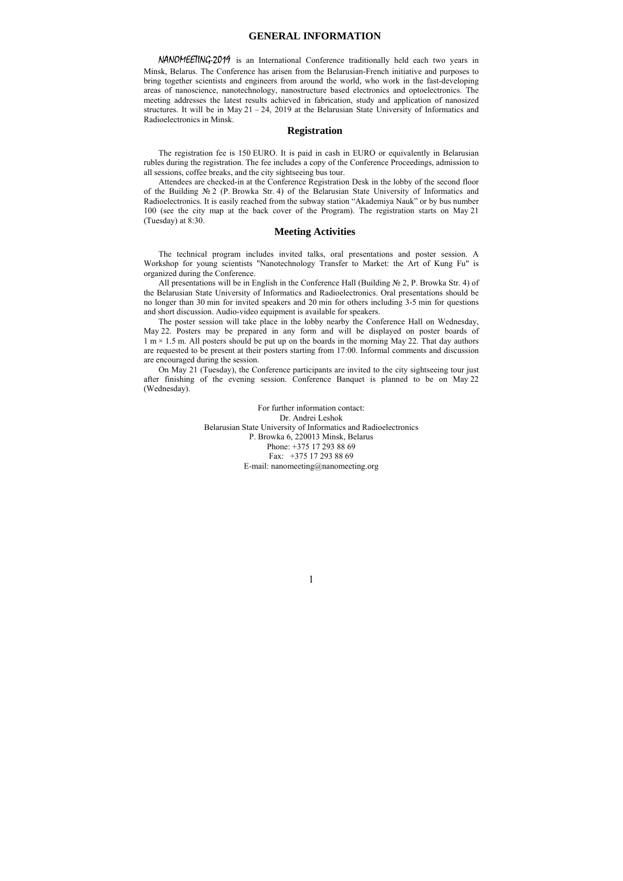# GENERAL INFORMATION

NANOMEETING-2019 is an International Conference traditionally held each two years in Minsk, Belarus. The Conference has arisen from the Belarusian-French initiative and purposes to bring together scientists and engineers from around the world, who work in the fast-developing areas of nanoscience, nanotechnology, nanostructure based electronics and optoelectronics. The meeting addresses the latest results achieved in fabrication, study and application of nanosized structures. It will be in May 21 – 24, 2019 at the Belarusian State University of Informatics and Radioelectronics in Minsk.

## Registration

The registration fee is 150 EURO. It is paid in cash in EURO or equivalently in Belarusian rubles during the registration. The fee includes a copy of the Conference Proceedings, admission to all sessions, coffee breaks, and the city sightseeing bus tour.

Attendees are checked-in at the Conference Registration Desk in the lobby of the second floor of the Building № 2 (P. Browka Str. 4) of the Belarusian State University of Informatics and Radioelectronics. It is easily reached from the subway station "Akademiya Nauk" or by bus number 100 (see the city map at the back cover of the Program). The registration starts on May 21 (Tuesday) at 8:30.

## Meeting Activities

The technical program includes invited talks, oral presentations and poster session. A Workshop for young scientists "Nanotechnology Transfer to Market: the Art of Kung Fu" is organized during the Conference.

All presentations will be in English in the Conference Hall (Building № 2, P. Browka Str. 4) of the Belarusian State University of Informatics and Radioelectronics. Oral presentations should be no longer than 30 min for invited speakers and 20 min for others including 3-5 min for questions and short discussion. Audio-video equipment is available for speakers.

The poster session will take place in the lobby nearby the Conference Hall on Wednesday, May 22. Posters may be prepared in any form and will be displayed on poster boards of 1 m × 1.5 m. All posters should be put up on the boards in the morning May 22. That day authors are requested to be present at their posters starting from 17:00. Informal comments and discussion are encouraged during the session.

On May 21 (Tuesday), the Conference participants are invited to the city sightseeing tour just after finishing of the evening session. Conference Banquet is planned to be on May 22 (Wednesday).

For further information contact:
Dr. Andrei Leshok
Belarusian State University of Informatics and Radioelectronics
P. Browka 6, 220013 Minsk, Belarus
Phone: +375 17 293 88 69
Fax: +375 17 293 88 69
E-mail: nanomeeting@nanomeeting.org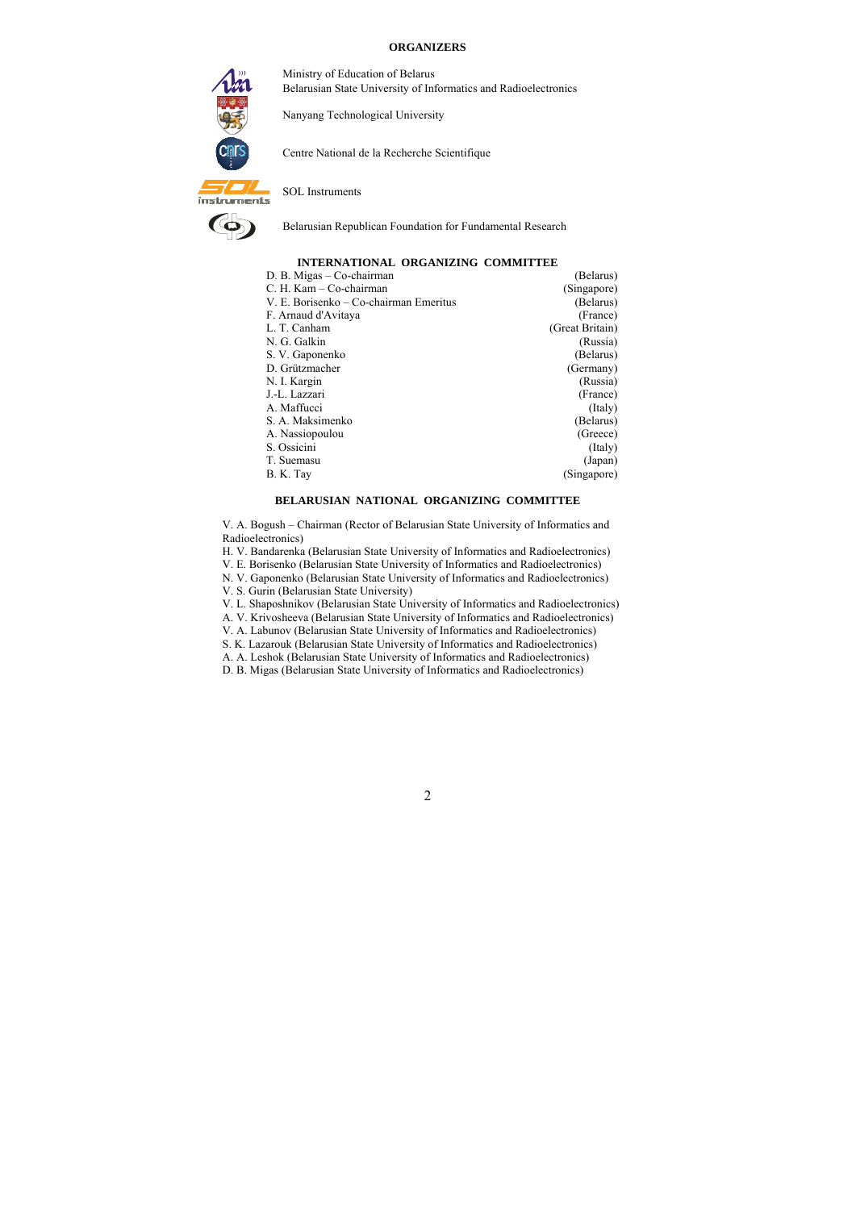## ORGANIZERS

Ministry of Education of Belarus
Belarusian State University of Informatics and Radioelectronics

Nanyang Technological University

Centre National de la Recherche Scientifique

SOL Instruments

Belarusian Republican Foundation for Fundamental Research

## INTERNATIONAL ORGANIZING COMMITTEE

| | |
|---|---|
| D. B. Migas – Co-chairman | (Belarus) |
| C. H. Kam – Co-chairman | (Singapore) |
| V. E. Borisenko – Co-chairman Emeritus | (Belarus) |
| F. Arnaud d'Avitaya | (France) |
| L. T. Canham | (Great Britain) |
| N. G. Galkin | (Russia) |
| S. V. Gaponenko | (Belarus) |
| D. Grützmacher | (Germany) |
| N. I. Kargin | (Russia) |
| J.-L. Lazzari | (France) |
| A. Maffucci | (Italy) |
| S. A. Maksimenko | (Belarus) |
| A. Nassiopoulou | (Greece) |
| S. Ossicini | (Italy) |
| T. Suemasu | (Japan) |
| B. K. Tay | (Singapore) |

## BELARUSIAN NATIONAL ORGANIZING COMMITTEE

V. A. Bogush – Chairman (Rector of Belarusian State University of Informatics and Radioelectronics)
H. V. Bandarenka (Belarusian State University of Informatics and Radioelectronics)
V. E. Borisenko (Belarusian State University of Informatics and Radioelectronics)
N. V. Gaponenko (Belarusian State University of Informatics and Radioelectronics)
V. S. Gurin (Belarusian State University)
V. L. Shaposhnikov (Belarusian State University of Informatics and Radioelectronics)
A. V. Krivosheeva (Belarusian State University of Informatics and Radioelectronics)
V. A. Labunov (Belarusian State University of Informatics and Radioelectronics)
S. K. Lazarouk (Belarusian State University of Informatics and Radioelectronics)
A. A. Leshok (Belarusian State University of Informatics and Radioelectronics)
D. B. Migas (Belarusian State University of Informatics and Radioelectronics)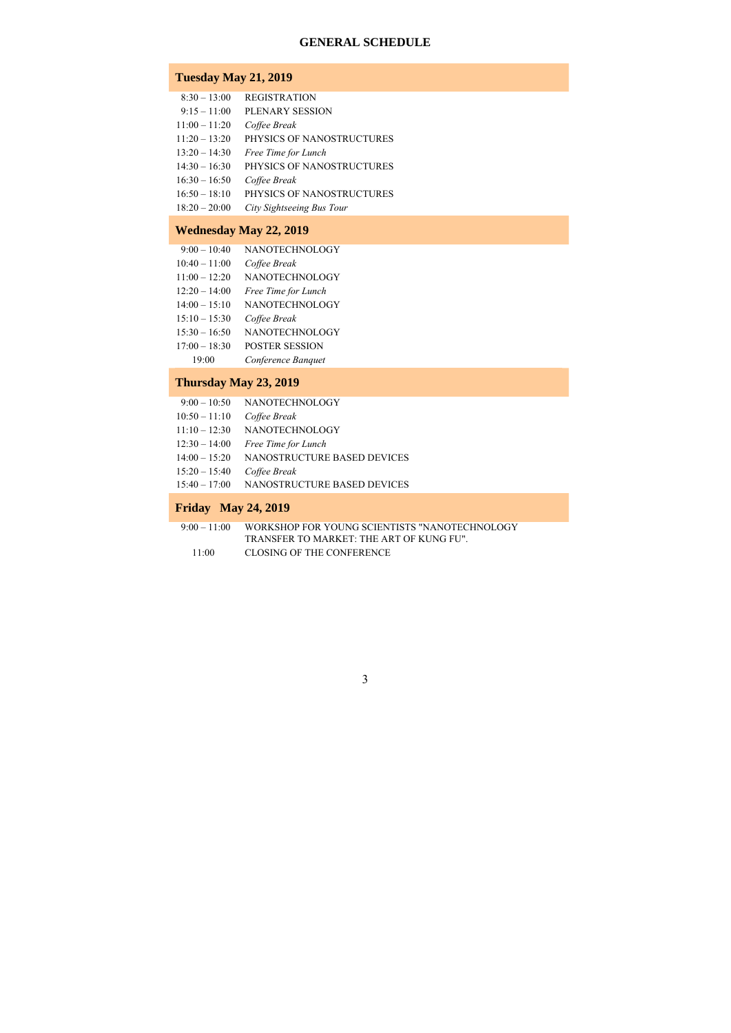# GENERAL SCHEDULE

## Tuesday May 21, 2019

| | |
|---|---|
| 8:30 – 13:00 | REGISTRATION |
| 9:15 – 11:00 | PLENARY SESSION |
| 11:00 – 11:20 | *Coffee Break* |
| 11:20 – 13:20 | PHYSICS OF NANOSTRUCTURES |
| 13:20 – 14:30 | *Free Time for Lunch* |
| 14:30 – 16:30 | PHYSICS OF NANOSTRUCTURES |
| 16:30 – 16:50 | *Coffee Break* |
| 16:50 – 18:10 | PHYSICS OF NANOSTRUCTURES |
| 18:20 – 20:00 | *City Sightseeing Bus Tour* |

## Wednesday May 22, 2019

| | |
|---|---|
| 9:00 – 10:40 | NANOTECHNOLOGY |
| 10:40 – 11:00 | *Coffee Break* |
| 11:00 – 12:20 | NANOTECHNOLOGY |
| 12:20 – 14:00 | *Free Time for Lunch* |
| 14:00 – 15:10 | NANOTECHNOLOGY |
| 15:10 – 15:30 | *Coffee Break* |
| 15:30 – 16:50 | NANOTECHNOLOGY |
| 17:00 – 18:30 | POSTER SESSION |
| 19:00 | *Conference Banquet* |

## Thursday May 23, 2019

| | |
|---|---|
| 9:00 – 10:50 | NANOTECHNOLOGY |
| 10:50 – 11:10 | *Coffee Break* |
| 11:10 – 12:30 | NANOTECHNOLOGY |
| 12:30 – 14:00 | *Free Time for Lunch* |
| 14:00 – 15:20 | NANOSTRUCTURE BASED DEVICES |
| 15:20 – 15:40 | *Coffee Break* |
| 15:40 – 17:00 | NANOSTRUCTURE BASED DEVICES |

## Friday May 24, 2019

| | |
|---|---|
| 9:00 – 11:00 | WORKSHOP FOR YOUNG SCIENTISTS "NANOTECHNOLOGY TRANSFER TO MARKET: THE ART OF KUNG FU". |
| 11:00 | CLOSING OF THE CONFERENCE |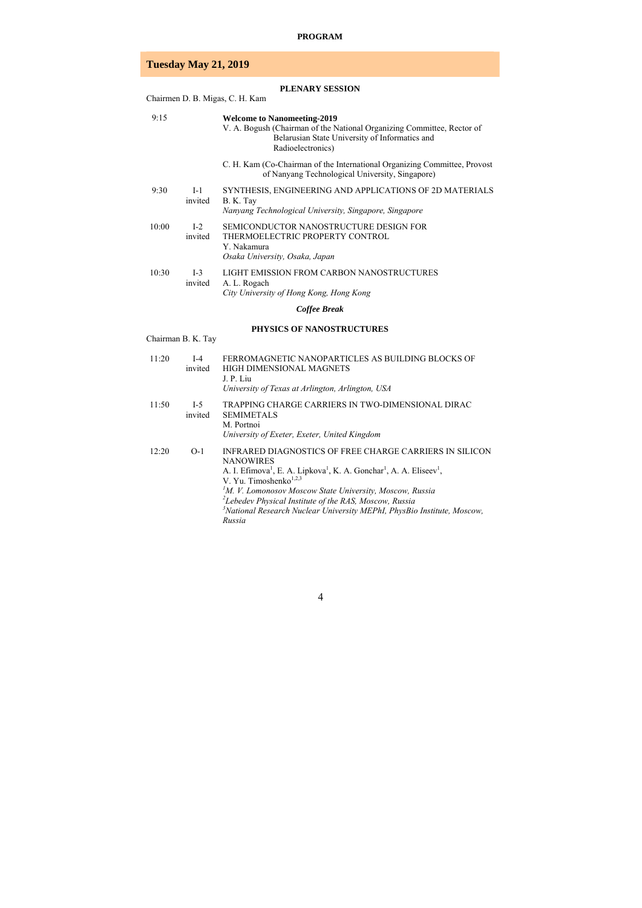# PROGRAM

## Tuesday May 21, 2019

### PLENARY SESSION

Chairmen D. B. Migas, C. H. Kam

9:15 **Welcome to Nanomeeting-2019**
V. A. Bogush (Chairman of the National Organizing Committee, Rector of Belarusian State University of Informatics and Radioelectronics)

C. H. Kam (Co-Chairman of the International Organizing Committee, Provost of Nanyang Technological University, Singapore)

9:30 I-1 invited
SYNTHESIS, ENGINEERING AND APPLICATIONS OF 2D MATERIALS
B. K. Tay
*Nanyang Technological University, Singapore, Singapore*

10:00 I-2 invited
SEMICONDUCTOR NANOSTRUCTURE DESIGN FOR THERMOELECTRIC PROPERTY CONTROL
Y. Nakamura
*Osaka University, Osaka, Japan*

10:30 I-3 invited
LIGHT EMISSION FROM CARBON NANOSTRUCTURES
A. L. Rogach
*City University of Hong Kong, Hong Kong*

***Coffee Break***

### PHYSICS OF NANOSTRUCTURES

Chairman B. K. Tay

11:20 I-4 invited
FERROMAGNETIC NANOPARTICLES AS BUILDING BLOCKS OF HIGH DIMENSIONAL MAGNETS
J. P. Liu
*University of Texas at Arlington, Arlington, USA*

11:50 I-5 invited
TRAPPING CHARGE CARRIERS IN TWO-DIMENSIONAL DIRAC SEMIMETALS
M. Portnoi
*University of Exeter, Exeter, United Kingdom*

12:20 O-1
INFRARED DIAGNOSTICS OF FREE CHARGE CARRIERS IN SILICON NANOWIRES
A. I. Efimova[1], E. A. Lipkova[1], K. A. Gonchar[1], A. A. Eliseev[1], V. Yu. Timoshenko[1,2,3]
*[1]M. V. Lomonosov Moscow State University, Moscow, Russia*
*[2]Lebedev Physical Institute of the RAS, Moscow, Russia*
*[3]National Research Nuclear University MEPhI, PhysBio Institute, Moscow, Russia*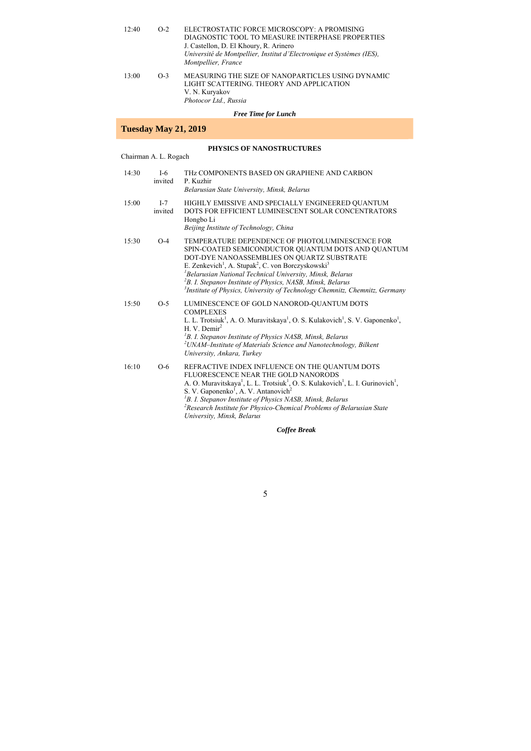12:40 O-2 ELECTROSTATIC FORCE MICROSCOPY: A PROMISING DIAGNOSTIC TOOL TO MEASURE INTERPHASE PROPERTIES
J. Castellon, D. El Khoury, R. Arinero
*Université de Montpellier, Institut d'Electronique et Systèmes (IES), Montpellier, France*

13:00 O-3 MEASURING THE SIZE OF NANOPARTICLES USING DYNAMIC LIGHT SCATTERING. THEORY AND APPLICATION
V. N. Kuryakov
*Photocor Ltd., Russia*

***Free Time for Lunch***

## Tuesday May 21, 2019

### PHYSICS OF NANOSTRUCTURES

Chairman A. L. Rogach

14:30 I-6 invited THz COMPONENTS BASED ON GRAPHENE AND CARBON
P. Kuzhir
*Belarusian State University, Minsk, Belarus*

15:00 I-7 invited HIGHLY EMISSIVE AND SPECIALLY ENGINEERED QUANTUM DOTS FOR EFFICIENT LUMINESCENT SOLAR CONCENTRATORS
Hongbo Li
*Beijing Institute of Technology, China*

15:30 O-4 TEMPERATURE DEPENDENCE OF PHOTOLUMINESCENCE FOR SPIN-COATED SEMICONDUCTOR QUANTUM DOTS AND QUANTUM DOT-DYE NANOASSEMBLIES ON QUARTZ SUBSTRATE
E. Zenkevich[1], A. Stupak[2], C. von Borczyskowski[3]
*[1]Belarusian National Technical University, Minsk, Belarus*
*[2]B. I. Stepanov Institute of Physics, NASB, Minsk, Belarus*
*[3]Institute of Physics, University of Technology Chemnitz, Chemnitz, Germany*

15:50 O-5 LUMINESCENCE OF GOLD NANOROD-QUANTUM DOTS COMPLEXES
L. L. Trotsiuk[1], A. O. Muravitskaya[1], O. S. Kulakovich[1], S. V. Gaponenko[1], H. V. Demir[2]
*[1]B. I. Stepanov Institute of Physics NASB, Minsk, Belarus*
*[2]UNAM–Institute of Materials Science and Nanotechnology, Bilkent University, Ankara, Turkey*

16:10 O-6 REFRACTIVE INDEX INFLUENCE ON THE QUANTUM DOTS FLUORESCENCE NEAR THE GOLD NANORODS
A. O. Muravitskaya[1], L. L. Trotsiuk[1], O. S. Kulakovich[1], L. I. Gurinovich[1], S. V. Gaponenko[1], A. V. Antanovich[2]
*[1]B. I. Stepanov Institute of Physics NASB, Minsk, Belarus*
*[2]Research Institute for Physico-Chemical Problems of Belarusian State University, Minsk, Belarus*

***Coffee Break***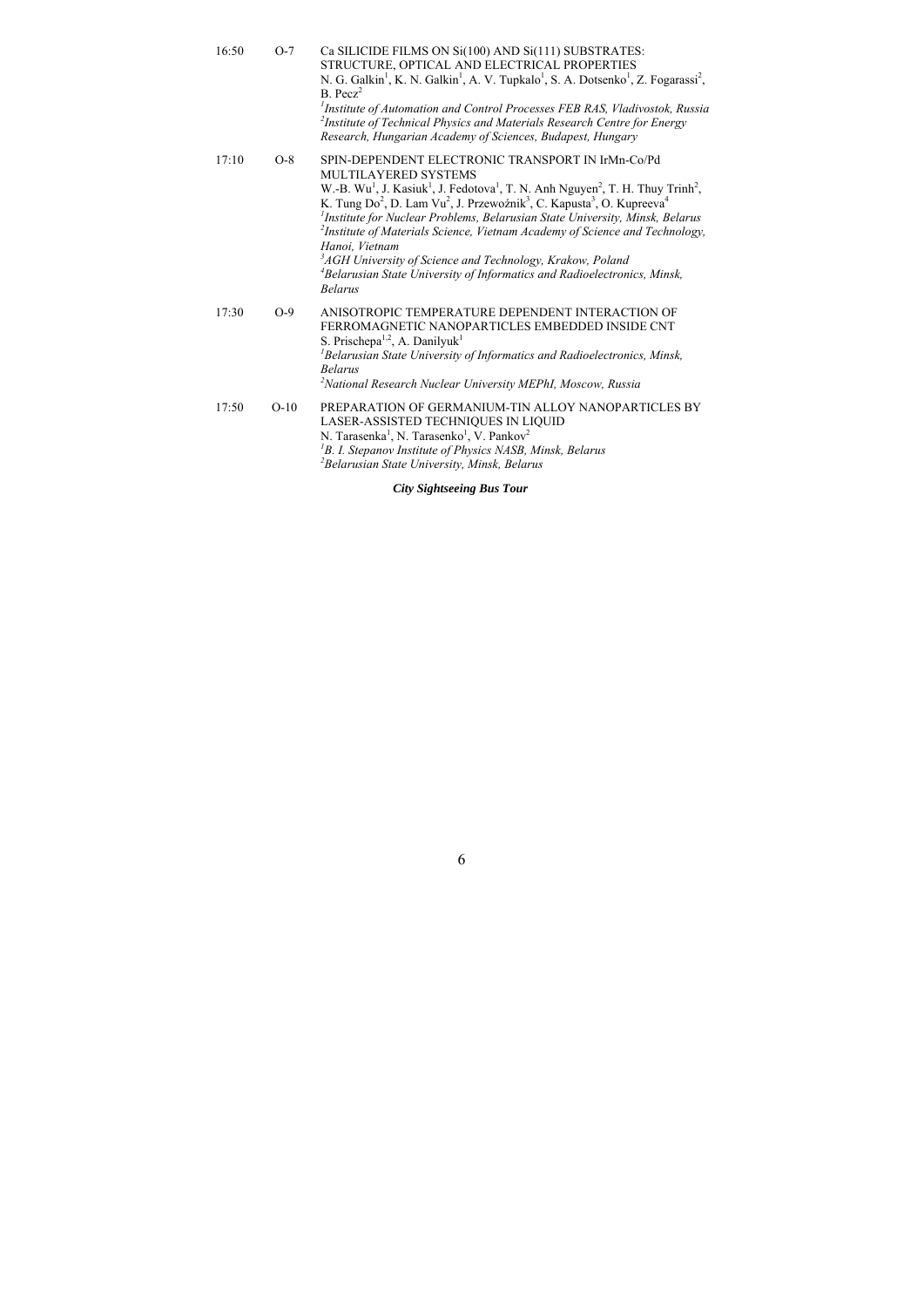16:50 O-7 Ca SILICIDE FILMS ON Si(100) AND Si(111) SUBSTRATES: STRUCTURE, OPTICAL AND ELECTRICAL PROPERTIES
N. G. Galkin[1], K. N. Galkin[1], A. V. Tupkalo[1], S. A. Dotsenko[1], Z. Fogarassi[2], B. Pecz[2]
*[1]Institute of Automation and Control Processes FEB RAS, Vladivostok, Russia*
*[2]Institute of Technical Physics and Materials Research Centre for Energy Research, Hungarian Academy of Sciences, Budapest, Hungary*

17:10 O-8 SPIN-DEPENDENT ELECTRONIC TRANSPORT IN IrMn-Co/Pd MULTILAYERED SYSTEMS
W.-B. Wu[1], J. Kasiuk[1], J. Fedotova[1], T. N. Anh Nguyen[2], T. H. Thuy Trinh[2], K. Tung Do[2], D. Lam Vu[2], J. Przewoźnik[3], C. Kapusta[3], O. Kupreeva[4]
*[1]Institute for Nuclear Problems, Belarusian State University, Minsk, Belarus*
*[2]Institute of Materials Science, Vietnam Academy of Science and Technology, Hanoi, Vietnam*
*[3]AGH University of Science and Technology, Krakow, Poland*
*[4]Belarusian State University of Informatics and Radioelectronics, Minsk, Belarus*

17:30 O-9 ANISOTROPIC TEMPERATURE DEPENDENT INTERACTION OF FERROMAGNETIC NANOPARTICLES EMBEDDED INSIDE CNT
S. Prischepa[1,2], A. Danilyuk[1]
*[1]Belarusian State University of Informatics and Radioelectronics, Minsk, Belarus*
*[2]National Research Nuclear University MEPhI, Moscow, Russia*

17:50 O-10 PREPARATION OF GERMANIUM-TIN ALLOY NANOPARTICLES BY LASER-ASSISTED TECHNIQUES IN LIQUID
N. Tarasenka[1], N. Tarasenko[1], V. Pankov[2]
*[1]B. I. Stepanov Institute of Physics NASB, Minsk, Belarus*
*[2]Belarusian State University, Minsk, Belarus*

***City Sightseeing Bus Tour***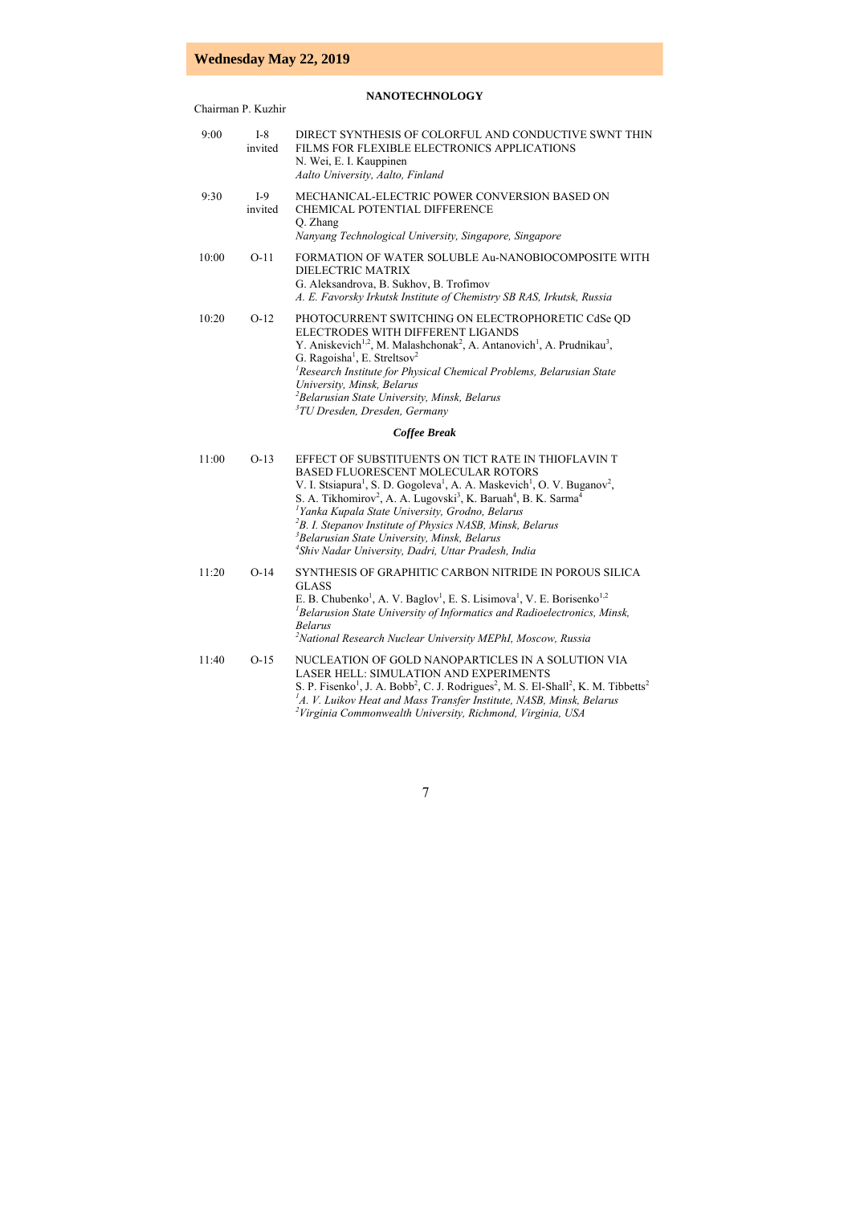## Wednesday May 22, 2019

### NANOTECHNOLOGY

Chairman P. Kuzhir

| Time | Code | Presentation |
|---|---|---|
| 9:00 | I-8 invited | DIRECT SYNTHESIS OF COLORFUL AND CONDUCTIVE SWNT THIN FILMS FOR FLEXIBLE ELECTRONICS APPLICATIONS<br>N. Wei, E. I. Kauppinen<br>*Aalto University, Aalto, Finland* |
| 9:30 | I-9 invited | MECHANICAL-ELECTRIC POWER CONVERSION BASED ON CHEMICAL POTENTIAL DIFFERENCE<br>Q. Zhang<br>*Nanyang Technological University, Singapore, Singapore* |
| 10:00 | O-11 | FORMATION OF WATER SOLUBLE Au-NANOBIOCOMPOSITE WITH DIELECTRIC MATRIX<br>G. Aleksandrova, B. Sukhov, B. Trofimov<br>*A. E. Favorsky Irkutsk Institute of Chemistry SB RAS, Irkutsk, Russia* |
| 10:20 | O-12 | PHOTOCURRENT SWITCHING ON ELECTROPHORETIC CdSe QD ELECTRODES WITH DIFFERENT LIGANDS<br>Y. Aniskevich[1,2], M. Malashchonak[2], A. Antanovich[1], A. Prudnikau[3], G. Ragoisha[1], E. Streltsov[2]<br>[1]*Research Institute for Physical Chemical Problems, Belarusian State University, Minsk, Belarus*<br>[2]*Belarusian State University, Minsk, Belarus*<br>[3]*TU Dresden, Dresden, Germany* |

***Coffee Break***

| Time | Code | Presentation |
|---|---|---|
| 11:00 | O-13 | EFFECT OF SUBSTITUENTS ON TICT RATE IN THIOFLAVIN T BASED FLUORESCENT MOLECULAR ROTORS<br>V. I. Stsiapura[1], S. D. Gogoleva[1], A. A. Maskevich[1], O. V. Buganov[2], S. A. Tikhomirov[2], A. A. Lugovski[3], K. Baruah[4], B. K. Sarma[4]<br>[1]*Yanka Kupala State University, Grodno, Belarus*<br>[2]*B. I. Stepanov Institute of Physics NASB, Minsk, Belarus*<br>[3]*Belarusian State University, Minsk, Belarus*<br>[4]*Shiv Nadar University, Dadri, Uttar Pradesh, India* |
| 11:20 | O-14 | SYNTHESIS OF GRAPHITIC CARBON NITRIDE IN POROUS SILICA GLASS<br>E. B. Chubenko[1], A. V. Baglov[1], E. S. Lisimova[1], V. E. Borisenko[1,2]<br>[1]*Belarusion State University of Informatics and Radioelectronics, Minsk, Belarus*<br>[2]*National Research Nuclear University MEPhI, Moscow, Russia* |
| 11:40 | O-15 | NUCLEATION OF GOLD NANOPARTICLES IN A SOLUTION VIA LASER HELL: SIMULATION AND EXPERIMENTS<br>S. P. Fisenko[1], J. A. Bobb[2], C. J. Rodrigues[2], M. S. El-Shall[2], K. M. Tibbetts[2]<br>[1]*A. V. Luikov Heat and Mass Transfer Institute, NASB, Minsk, Belarus*<br>[2]*Virginia Commonwealth University, Richmond, Virginia, USA* |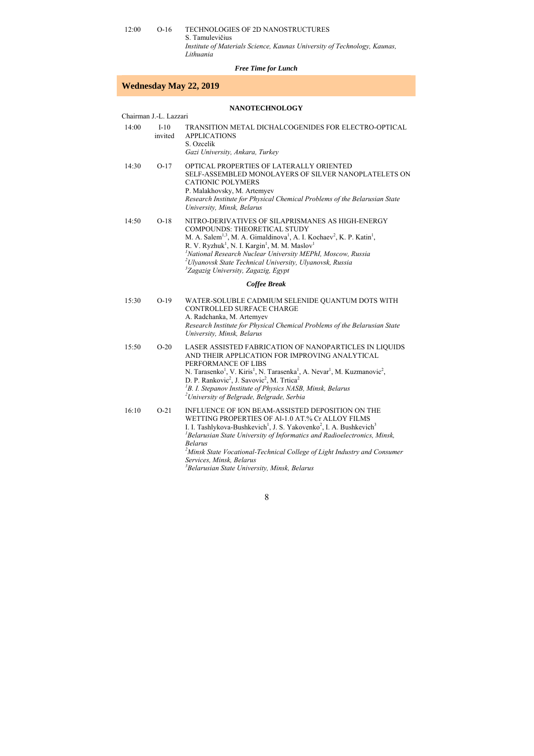12:00 O-16 TECHNOLOGIES OF 2D NANOSTRUCTURES
S. Tamulevičius
*Institute of Materials Science, Kaunas University of Technology, Kaunas, Lithuania*

***Free Time for Lunch***

## Wednesday May 22, 2019

### NANOTECHNOLOGY

Chairman J.-L. Lazzari

14:00 I-10 invited TRANSITION METAL DICHALCOGENIDES FOR ELECTRO-OPTICAL APPLICATIONS
S. Ozcelik
*Gazi University, Ankara, Turkey*

14:30 O-17 OPTICAL PROPERTIES OF LATERALLY ORIENTED SELF-ASSEMBLED MONOLAYERS OF SILVER NANOPLATELETS ON CATIONIC POLYMERS
P. Malakhovsky, M. Artemyev
*Research Institute for Physical Chemical Problems of the Belarusian State University, Minsk, Belarus*

14:50 O-18 NITRO-DERIVATIVES OF SILAPRISMANES AS HIGH-ENERGY COMPOUNDS: THEORETICAL STUDY
M. A. Salem[1,3], M. A. Gimaldinova[1], A. I. Kochaev[2], K. P. Katin[1], R. V. Ryzhuk[1], N. I. Kargin[1], M. M. Maslov[1]
[1]*National Research Nuclear University MEPhI, Moscow, Russia*
[2]*Ulyanovsk State Technical University, Ulyanovsk, Russia*
[3]*Zagazig University, Zagazig, Egypt*

***Coffee Break***

15:30 O-19 WATER-SOLUBLE CADMIUM SELENIDE QUANTUM DOTS WITH CONTROLLED SURFACE CHARGE
A. Radchanka, M. Artemyev
*Research Institute for Physical Chemical Problems of the Belarusian State University, Minsk, Belarus*

15:50 O-20 LASER ASSISTED FABRICATION OF NANOPARTICLES IN LIQUIDS AND THEIR APPLICATION FOR IMPROVING ANALYTICAL PERFORMANCE OF LIBS
N. Tarasenko[1], V. Kiris[1], N. Tarasenka[1], A. Nevar[1], M. Kuzmanovic[2], D. P. Rankovic[2], J. Savovic[2], M. Trtica[2]
[1]*B. I. Stepanov Institute of Physics NASB, Minsk, Belarus*
[2]*University of Belgrade, Belgrade, Serbia*

16:10 O-21 INFLUENCE OF ION BEAM-ASSISTED DEPOSITION ON THE WETTING PROPERTIES OF Al-1.0 AT.% Cr ALLOY FILMS
I. I. Tashlykova-Bushkevich[1], J. S. Yakovenko[2], I. A. Bushkevich[3]
[1]*Belarusian State University of Informatics and Radioelectronics, Minsk, Belarus*
[2]*Minsk State Vocational-Technical College of Light Industry and Consumer Services, Minsk, Belarus*
[3]*Belarusian State University, Minsk, Belarus*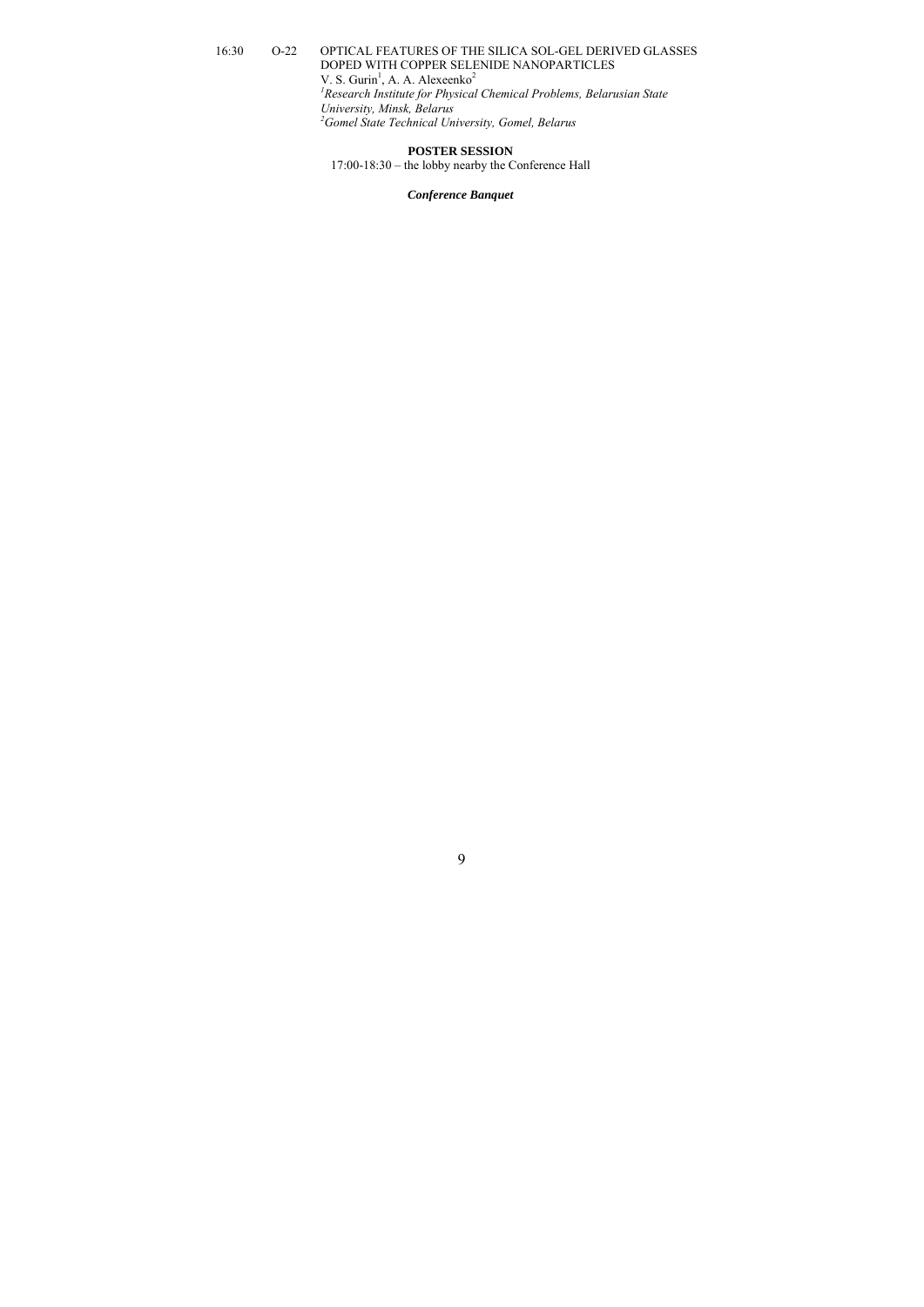16:30 O-22 OPTICAL FEATURES OF THE SILICA SOL-GEL DERIVED GLASSES DOPED WITH COPPER SELENIDE NANOPARTICLES
V. S. Gurin[1], A. A. Alexeenko[2]
*[1]Research Institute for Physical Chemical Problems, Belarusian State University, Minsk, Belarus*
*[2]Gomel State Technical University, Gomel, Belarus*

**POSTER SESSION**

17:00-18:30 – the lobby nearby the Conference Hall

***Conference Banquet***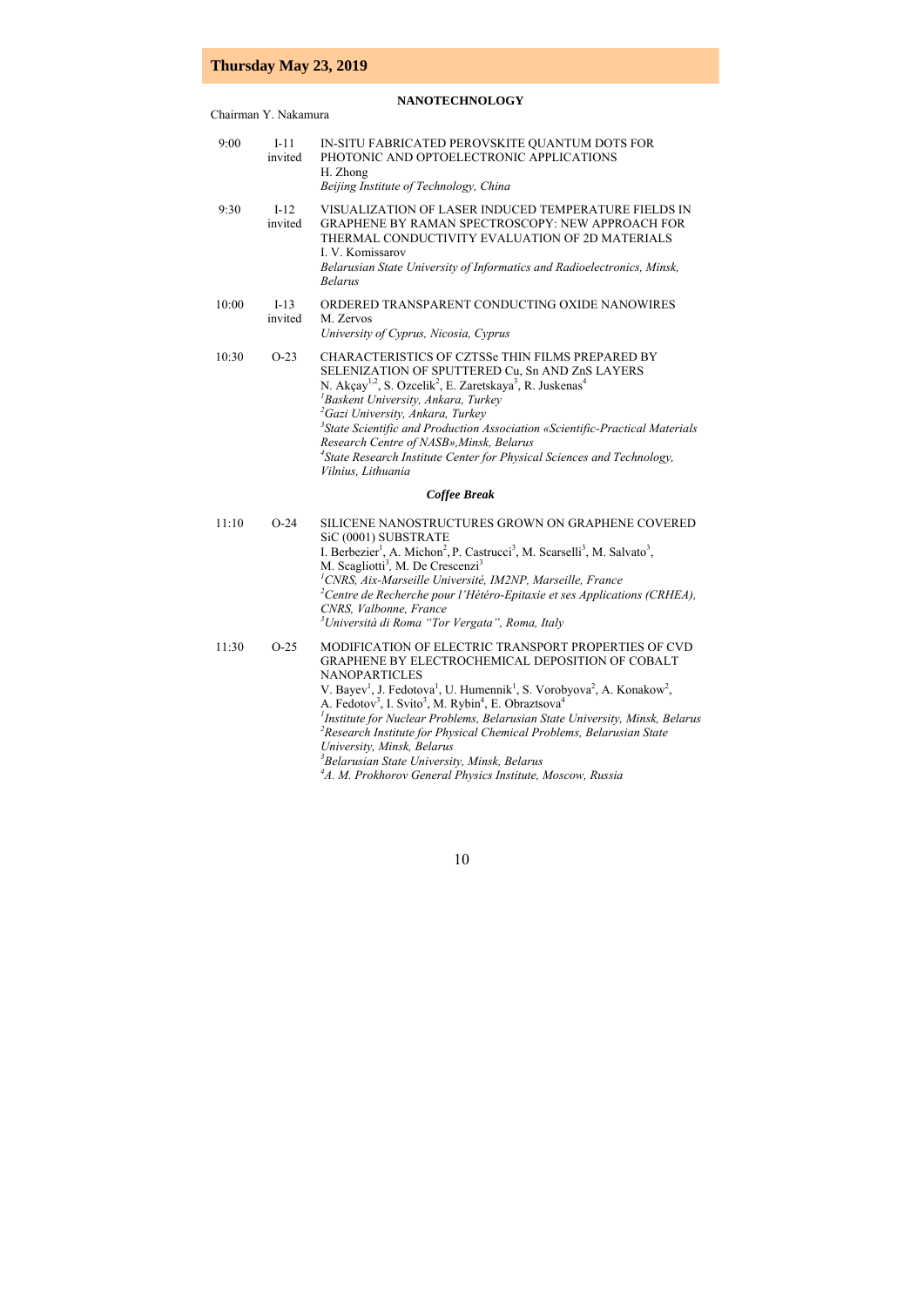## Thursday May 23, 2019

### NANOTECHNOLOGY

Chairman Y. Nakamura

| | | |
|---|---|---|
| 9:00 | I-11 invited | IN-SITU FABRICATED PEROVSKITE QUANTUM DOTS FOR PHOTONIC AND OPTOELECTRONIC APPLICATIONS<br>H. Zhong<br>*Beijing Institute of Technology, China* |
| 9:30 | I-12 invited | VISUALIZATION OF LASER INDUCED TEMPERATURE FIELDS IN GRAPHENE BY RAMAN SPECTROSCOPY: NEW APPROACH FOR THERMAL CONDUCTIVITY EVALUATION OF 2D MATERIALS<br>I. V. Komissarov<br>*Belarusian State University of Informatics and Radioelectronics, Minsk, Belarus* |
| 10:00 | I-13 invited | ORDERED TRANSPARENT CONDUCTING OXIDE NANOWIRES<br>M. Zervos<br>*University of Cyprus, Nicosia, Cyprus* |
| 10:30 | O-23 | CHARACTERISTICS OF CZTSSe THIN FILMS PREPARED BY SELENIZATION OF SPUTTERED Cu, Sn AND ZnS LAYERS<br>N. Akçay[1,2], S. Ozcelik[2], E. Zaretskaya[3], R. Juskenas[4]<br>[1]*Baskent University, Ankara, Turkey*<br>[2]*Gazi University, Ankara, Turkey*<br>[3]*State Scientific and Production Association «Scientific-Practical Materials Research Centre of NASB»,Minsk, Belarus*<br>[4]*State Research Institute Center for Physical Sciences and Technology, Vilnius, Lithuania* |

***Coffee Break***

| | | |
|---|---|---|
| 11:10 | O-24 | SILICENE NANOSTRUCTURES GROWN ON GRAPHENE COVERED SiC (0001) SUBSTRATE<br>I. Berbezier[1], A. Michon[2], P. Castrucci[3], M. Scarselli[3], M. Salvato[3], M. Scagliotti[3], M. De Crescenzi[3]<br>[1]*CNRS, Aix-Marseille Université, IM2NP, Marseille, France*<br>[2]*Centre de Recherche pour l'Hétéro-Epitaxie et ses Applications (CRHEA), CNRS, Valbonne, France*<br>[3]*Università di Roma "Tor Vergata", Roma, Italy* |
| 11:30 | O-25 | MODIFICATION OF ELECTRIC TRANSPORT PROPERTIES OF CVD GRAPHENE BY ELECTROCHEMICAL DEPOSITION OF COBALT NANOPARTICLES<br>V. Bayev[1], J. Fedotova[1], U. Humennik[1], S. Vorobyova[2], A. Konakow[2], A. Fedotov[3], I. Svito[3], M. Rybin[4], E. Obraztsova[4]<br>[1]*Institute for Nuclear Problems, Belarusian State University, Minsk, Belarus*<br>[2]*Research Institute for Physical Chemical Problems, Belarusian State University, Minsk, Belarus*<br>[3]*Belarusian State University, Minsk, Belarus*<br>[4]*A. M. Prokhorov General Physics Institute, Moscow, Russia* |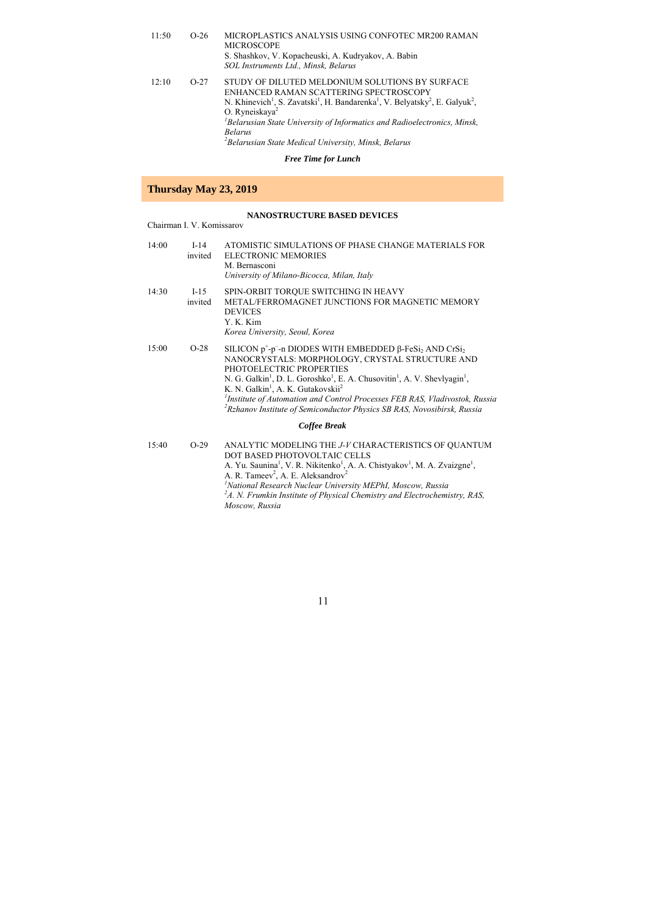| | | |
|---|---|---|
| 11:50 | O-26 | MICROPLASTICS ANALYSIS USING CONFOTEC MR200 RAMAN MICROSCOPE<br>S. Shashkov, V. Kopacheuski, A. Kudryakov, A. Babin<br>*SOL Instruments Ltd., Minsk, Belarus* |
| 12:10 | O-27 | STUDY OF DILUTED MELDONIUM SOLUTIONS BY SURFACE ENHANCED RAMAN SCATTERING SPECTROSCOPY<br>N. Khinevich[1], S. Zavatski[1], H. Bandarenka[1], V. Belyatsky[2], E. Galyuk[2], O. Ryneiskaya[2]<br>[1]*Belarusian State University of Informatics and Radioelectronics, Minsk, Belarus*<br>[2]*Belarusian State Medical University, Minsk, Belarus* |

***Free Time for Lunch***

## Thursday May 23, 2019

**NANOSTRUCTURE BASED DEVICES**

Chairman I. V. Komissarov

| | | |
|---|---|---|
| 14:00 | I-14 invited | ATOMISTIC SIMULATIONS OF PHASE CHANGE MATERIALS FOR ELECTRONIC MEMORIES<br>M. Bernasconi<br>*University of Milano-Bicocca, Milan, Italy* |
| 14:30 | I-15 invited | SPIN-ORBIT TORQUE SWITCHING IN HEAVY METAL/FERROMAGNET JUNCTIONS FOR MAGNETIC MEMORY DEVICES<br>Y. K. Kim<br>*Korea University, Seoul, Korea* |
| 15:00 | O-28 | SILICON $p^+$-$p^-$-n DIODES WITH EMBEDDED β-$FeSi_2$ AND $CrSi_2$ NANOCRYSTALS: MORPHOLOGY, CRYSTAL STRUCTURE AND PHOTOELECTRIC PROPERTIES<br>N. G. Galkin[1], D. L. Goroshko[1], E. A. Chusovitin[1], A. V. Shevlyagin[1], K. N. Galkin[1], A. K. Gutakovskii[2]<br>[1]*Institute of Automation and Control Processes FEB RAS, Vladivostok, Russia*<br>[2]*Rzhanov Institute of Semiconductor Physics SB RAS, Novosibirsk, Russia* |

***Coffee Break***

| | | |
|---|---|---|
| 15:40 | O-29 | ANALYTIC MODELING THE *J-V* CHARACTERISTICS OF QUANTUM DOT BASED PHOTOVOLTAIC CELLS<br>A. Yu. Saunina[1], V. R. Nikitenko[1], A. A. Chistyakov[1], M. A. Zvaizgne[1], A. R. Tameev[2], A. E. Aleksandrov[2]<br>[1]*National Research Nuclear University MEPhI, Moscow, Russia*<br>[2]*A. N. Frumkin Institute of Physical Chemistry and Electrochemistry, RAS, Moscow, Russia* |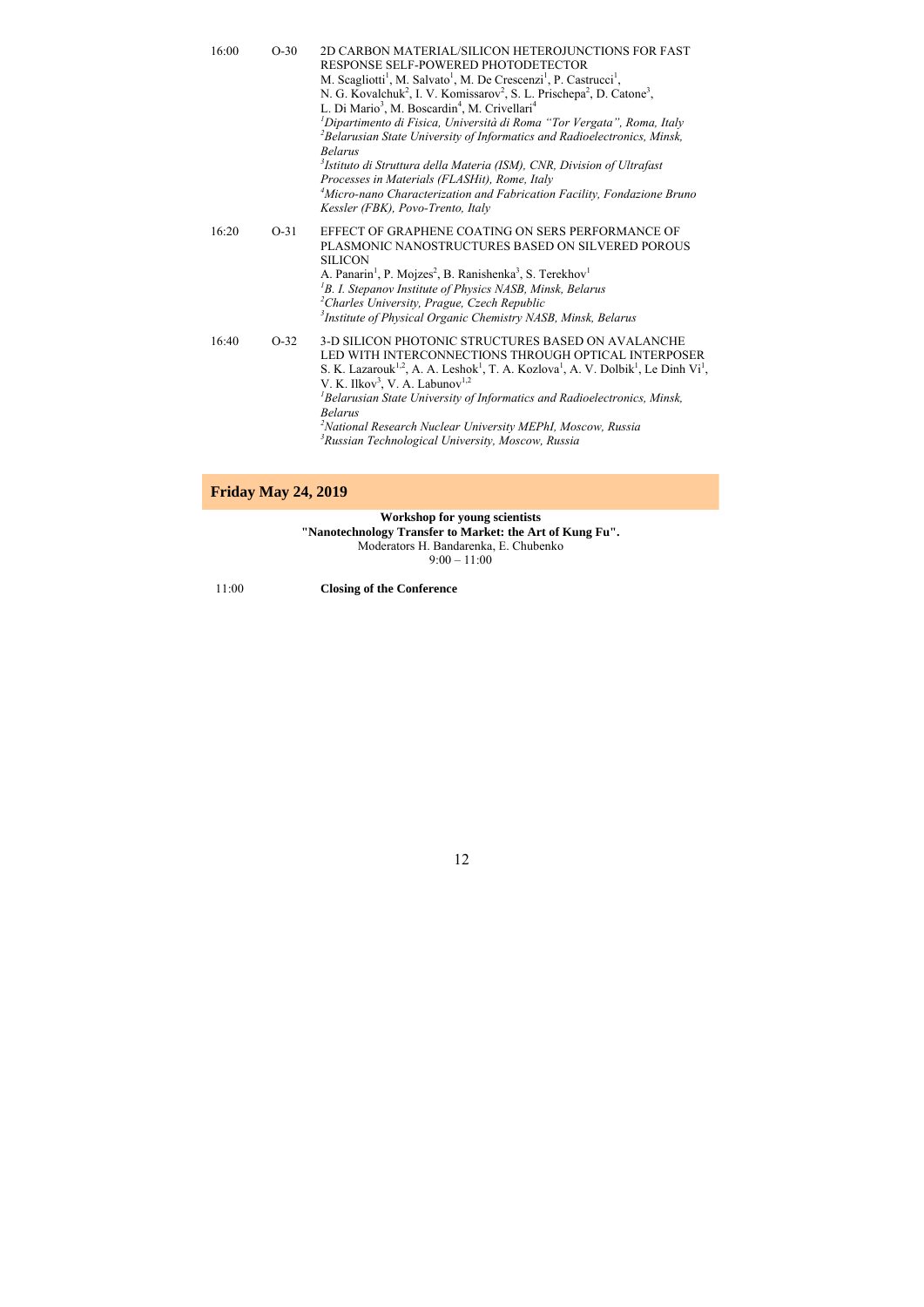16:00 O-30 2D CARBON MATERIAL/SILICON HETEROJUNCTIONS FOR FAST RESPONSE SELF-POWERED PHOTODETECTOR
M. Scagliotti[1], M. Salvato[1], M. De Crescenzi[1], P. Castrucci[1], N. G. Kovalchuk[2], I. V. Komissarov[2], S. L. Prischepa[2], D. Catone[3], L. Di Mario[3], M. Boscardin[4], M. Crivellari[4]
*[1]Dipartimento di Fisica, Università di Roma "Tor Vergata", Roma, Italy*
*[2]Belarusian State University of Informatics and Radioelectronics, Minsk, Belarus*
*[3]Istituto di Struttura della Materia (ISM), CNR, Division of Ultrafast Processes in Materials (FLASHit), Rome, Italy*
*[4]Micro-nano Characterization and Fabrication Facility, Fondazione Bruno Kessler (FBK), Povo-Trento, Italy*

16:20 O-31 EFFECT OF GRAPHENE COATING ON SERS PERFORMANCE OF PLASMONIC NANOSTRUCTURES BASED ON SILVERED POROUS SILICON
A. Panarin[1], P. Mojzes[2], B. Ranishenka[3], S. Terekhov[1]
*[1]B. I. Stepanov Institute of Physics NASB, Minsk, Belarus*
*[2]Charles University, Prague, Czech Republic*
*[3]Institute of Physical Organic Chemistry NASB, Minsk, Belarus*

16:40 O-32 3-D SILICON PHOTONIC STRUCTURES BASED ON AVALANCHE LED WITH INTERCONNECTIONS THROUGH OPTICAL INTERPOSER
S. K. Lazarouk[1,2], A. A. Leshok[1], T. A. Kozlova[1], A. V. Dolbik[1], Le Dinh Vi[1], V. K. Ilkov[3], V. A. Labunov[1,2]
*[1]Belarusian State University of Informatics and Radioelectronics, Minsk, Belarus*
*[2]National Research Nuclear University MEPhI, Moscow, Russia*
*[3]Russian Technological University, Moscow, Russia*

## Friday May 24, 2019

**Workshop for young scientists**
**"Nanotechnology Transfer to Market: the Art of Kung Fu".**
Moderators H. Bandarenka, E. Chubenko
9:00 – 11:00

11:00 **Closing of the Conference**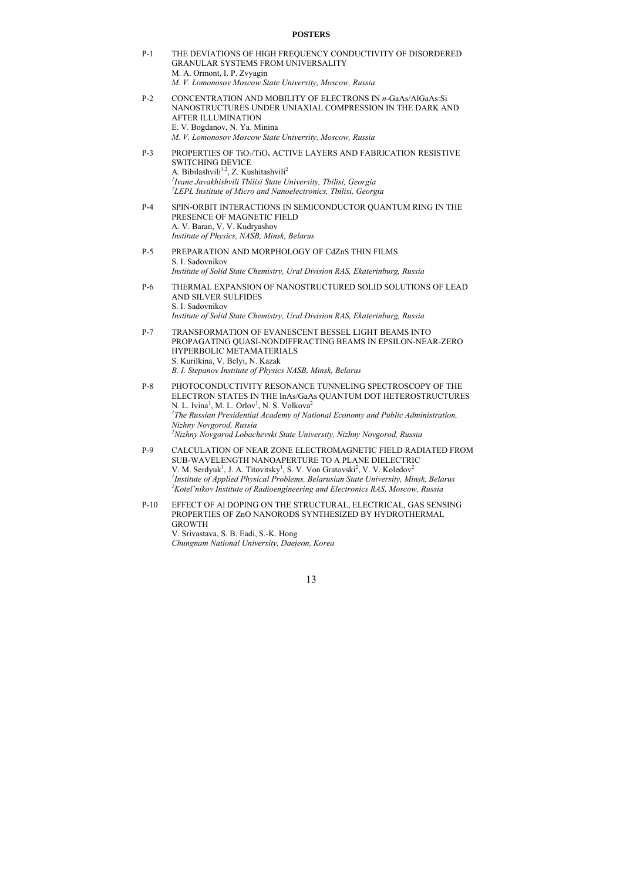## POSTERS

P-1 THE DEVIATIONS OF HIGH FREQUENCY CONDUCTIVITY OF DISORDERED GRANULAR SYSTEMS FROM UNIVERSALITY
M. A. Ormont, I. P. Zvyagin
*M. V. Lomonosov Moscow State University, Moscow, Russia*

P-2 CONCENTRATION AND MOBILITY OF ELECTRONS IN *n*-GaAs/AlGaAs:Si NANOSTRUCTURES UNDER UNIAXIAL COMPRESSION IN THE DARK AND AFTER ILLUMINATION
E. V. Bogdanov, N. Ya. Minina
*M. V. Lomonosov Moscow State University, Moscow, Russia*

P-3 PROPERTIES OF $TiO_2/TiO_x$ ACTIVE LAYERS AND FABRICATION RESISTIVE SWITCHING DEVICE
A. Bibilashvili[1,2], Z. Kushitashvili[2]
[1]*Ivane Javakhishvili Tbilisi State University, Tbilisi, Georgia*
[2]*LEPL Institute of Micro and Nanoelectronics, Tbilisi, Georgia*

P-4 SPIN-ORBIT INTERACTIONS IN SEMICONDUCTOR QUANTUM RING IN THE PRESENCE OF MAGNETIC FIELD
A. V. Baran, V. V. Kudryashov
*Institute of Physics, NASB, Minsk, Belarus*

P-5 PREPARATION AND MORPHOLOGY OF CdZnS THIN FILMS
S. I. Sadovnikov
*Institute of Solid State Chemistry, Ural Division RAS, Ekaterinburg, Russia*

P-6 THERMAL EXPANSION OF NANOSTRUCTURED SOLID SOLUTIONS OF LEAD AND SILVER SULFIDES
S. I. Sadovnikov
*Institute of Solid State Chemistry, Ural Division RAS, Ekaterinburg, Russia*

P-7 TRANSFORMATION OF EVANESCENT BESSEL LIGHT BEAMS INTO PROPAGATING QUASI-NONDIFFRACTING BEAMS IN EPSILON-NEAR-ZERO HYPERBOLIC METAMATERIALS
S. Kurilkina, V. Belyi, N. Kazak
*B. I. Stepanov Institute of Physics NASB, Minsk, Belarus*

P-8 PHOTOCONDUCTIVITY RESONANCE TUNNELING SPECTROSCOPY OF THE ELECTRON STATES IN THE InAs/GaAs QUANTUM DOT HETEROSTRUCTURES
N. L. Ivina[1], M. L. Orlov[1], N. S. Volkova[2]
[1]*The Russian Presidential Academy of National Economy and Public Administration, Nizhny Novgorod, Russia*
[2]*Nizhny Novgorod Lobachevski State University, Nizhny Novgorod, Russia*

P-9 CALCULATION OF NEAR ZONE ELECTROMAGNETIC FIELD RADIATED FROM SUB-WAVELENGTH NANOAPERTURE TO A PLANE DIELECTRIC
V. M. Serdyuk[1], J. A. Titovitsky[1], S. V. Von Gratovski[2], V. V. Koledov[2]
[1]*Institute of Applied Physical Problems, Belarusian State University, Minsk, Belarus*
[2]*Kotel'nikov Institute of Radioengineering and Electronics RAS, Moscow, Russia*

P-10 EFFECT OF Al DOPING ON THE STRUCTURAL, ELECTRICAL, GAS SENSING PROPERTIES OF ZnO NANORODS SYNTHESIZED BY HYDROTHERMAL GROWTH
V. Srivastava, S. B. Eadi, S.-K. Hong
*Chungnam National University, Daejeon, Korea*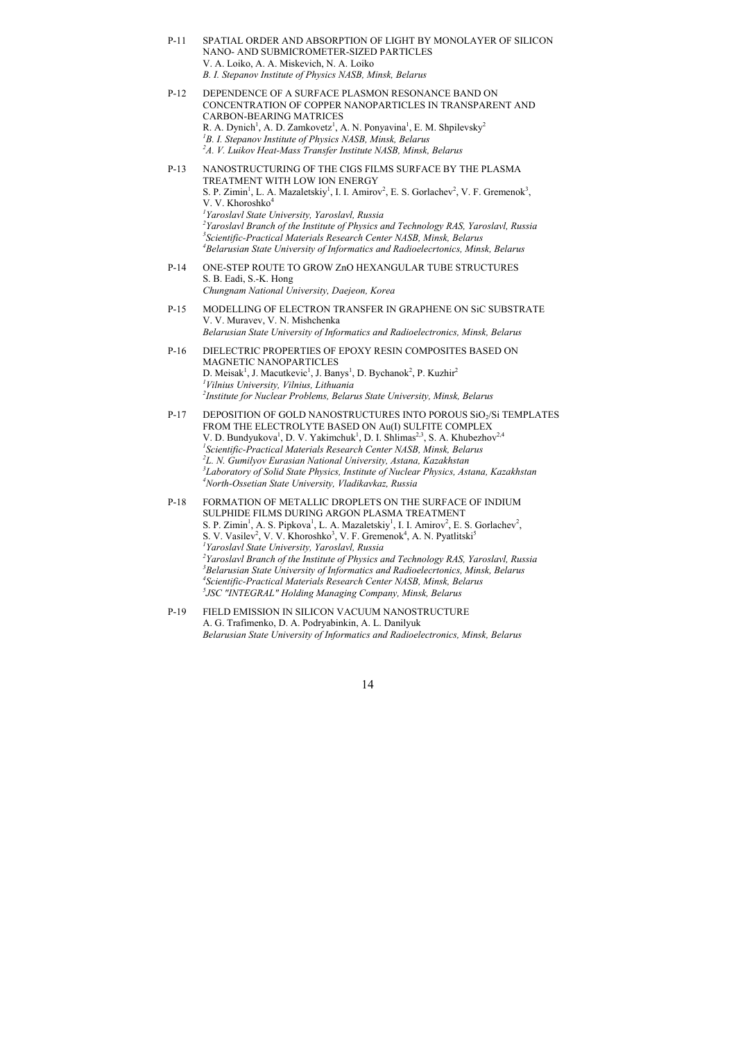P-11 SPATIAL ORDER AND ABSORPTION OF LIGHT BY MONOLAYER OF SILICON NANO- AND SUBMICROMETER-SIZED PARTICLES
V. A. Loiko, A. A. Miskevich, N. A. Loiko
*B. I. Stepanov Institute of Physics NASB, Minsk, Belarus*

P-12 DEPENDENCE OF A SURFACE PLASMON RESONANCE BAND ON CONCENTRATION OF COPPER NANOPARTICLES IN TRANSPARENT AND CARBON-BEARING MATRICES
R. A. Dynich[1], A. D. Zamkovetz[1], A. N. Ponyavina[1], E. M. Shpilevsky[2]
[1]*B. I. Stepanov Institute of Physics NASB, Minsk, Belarus*
[2]*A. V. Luikov Heat-Mass Transfer Institute NASB, Minsk, Belarus*

P-13 NANOSTRUCTURING OF THE CIGS FILMS SURFACE BY THE PLASMA TREATMENT WITH LOW ION ENERGY
S. P. Zimin[1], L. A. Mazaletskiy[1], I. I. Amirov[2], E. S. Gorlachev[2], V. F. Gremenok[3], V. V. Khoroshko[4]
[1]*Yaroslavl State University, Yaroslavl, Russia*
[2]*Yaroslavl Branch of the Institute of Physics and Technology RAS, Yaroslavl, Russia*
[3]*Scientific-Practical Materials Research Center NASB, Minsk, Belarus*
[4]*Belarusian State University of Informatics and Radioelecrtonics, Minsk, Belarus*

P-14 ONE-STEP ROUTE TO GROW ZnO HEXANGULAR TUBE STRUCTURES
S. B. Eadi, S.-K. Hong
*Chungnam National University, Daejeon, Korea*

P-15 MODELLING OF ELECTRON TRANSFER IN GRAPHENE ON SiC SUBSTRATE
V. V. Muravev, V. N. Mishchenka
*Belarusian State University of Informatics and Radioelectronics, Minsk, Belarus*

P-16 DIELECTRIC PROPERTIES OF EPOXY RESIN COMPOSITES BASED ON MAGNETIC NANOPARTICLES
D. Meisak[1], J. Macutkevic[1], J. Banys[1], D. Bychanok[2], P. Kuzhir[2]
[1]*Vilnius University, Vilnius, Lithuania*
[2]*Institute for Nuclear Problems, Belarus State University, Minsk, Belarus*

P-17 DEPOSITION OF GOLD NANOSTRUCTURES INTO POROUS $SiO_2$/Si TEMPLATES FROM THE ELECTROLYTE BASED ON Au(I) SULFITE COMPLEX
V. D. Bundyukova[1], D. V. Yakimchuk[1], D. I. Shlimas[2,3], S. A. Khubezhov[2,4]
[1]*Scientific-Practical Materials Research Center NASB, Minsk, Belarus*
[2]*L. N. Gumilyov Eurasian National University, Astana, Kazakhstan*
[3]*Laboratory of Solid State Physics, Institute of Nuclear Physics, Astana, Kazakhstan*
[4]*North-Ossetian State University, Vladikavkaz, Russia*

P-18 FORMATION OF METALLIC DROPLETS ON THE SURFACE OF INDIUM SULPHIDE FILMS DURING ARGON PLASMA TREATMENT
S. P. Zimin[1], A. S. Pipkova[1], L. A. Mazaletskiy[1], I. I. Amirov[2], E. S. Gorlachev[2], S. V. Vasilev[2], V. V. Khoroshko[3], V. F. Gremenok[4], A. N. Pyatlitski[5]
[1]*Yaroslavl State University, Yaroslavl, Russia*
[2]*Yaroslavl Branch of the Institute of Physics and Technology RAS, Yaroslavl, Russia*
[3]*Belarusian State University of Informatics and Radioelecrtonics, Minsk, Belarus*
[4]*Scientific-Practical Materials Research Center NASB, Minsk, Belarus*
[5]*JSC "INTEGRAL" Holding Managing Company, Minsk, Belarus*

P-19 FIELD EMISSION IN SILICON VACUUM NANOSTRUCTURE
A. G. Trafimenko, D. A. Podryabinkin, A. L. Danilyuk
*Belarusian State University of Informatics and Radioelectronics, Minsk, Belarus*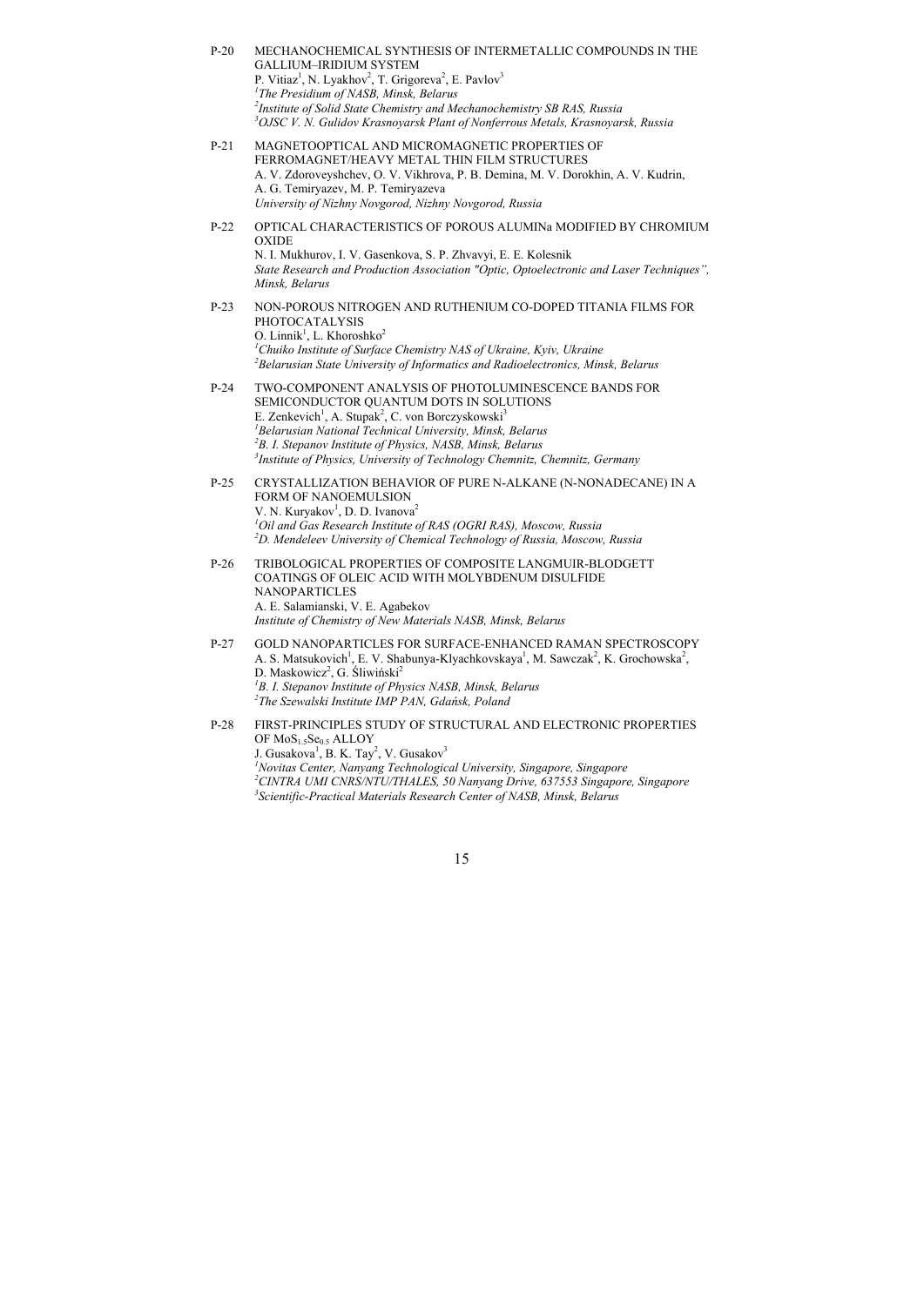P-20 MECHANOCHEMICAL SYNTHESIS OF INTERMETALLIC COMPOUNDS IN THE GALLIUM–IRIDIUM SYSTEM
P. Vitiaz[1], N. Lyakhov[2], T. Grigoreva[2], E. Pavlov[3]
*[1]The Presidium of NASB, Minsk, Belarus*
*[2]Institute of Solid State Chemistry and Mechanochemistry SB RAS, Russia*
*[3]OJSC V. N. Gulidov Krasnoyarsk Plant of Nonferrous Metals, Krasnoyarsk, Russia*

P-21 MAGNETOOPTICAL AND MICROMAGNETIC PROPERTIES OF FERROMAGNET/HEAVY METAL THIN FILM STRUCTURES
A. V. Zdoroveyshchev, O. V. Vikhrova, P. B. Demina, M. V. Dorokhin, A. V. Kudrin, A. G. Temiryazev, M. P. Temiryazeva
*University of Nizhny Novgorod, Nizhny Novgorod, Russia*

P-22 OPTICAL CHARACTERISTICS OF POROUS ALUMINa MODIFIED BY CHROMIUM OXIDE
N. I. Mukhurov, I. V. Gasenkova, S. P. Zhvavyi, E. E. Kolesnik
*State Research and Production Association "Optic, Optoelectronic and Laser Techniques", Minsk, Belarus*

P-23 NON-POROUS NITROGEN AND RUTHENIUM CO-DOPED TITANIA FILMS FOR PHOTOCATALYSIS
O. Linnik[1], L. Khoroshko[2]
*[1]Chuiko Institute of Surface Chemistry NAS of Ukraine, Kyiv, Ukraine*
*[2]Belarusian State University of Informatics and Radioelectronics, Minsk, Belarus*

P-24 TWO-COMPONENT ANALYSIS OF PHOTOLUMINESCENCE BANDS FOR SEMICONDUCTOR QUANTUM DOTS IN SOLUTIONS
E. Zenkevich[1], A. Stupak[2], C. von Borczyskowski[3]
*[1]Belarusian National Technical University, Minsk, Belarus*
*[2]B. I. Stepanov Institute of Physics, NASB, Minsk, Belarus*
*[3]Institute of Physics, University of Technology Chemnitz, Chemnitz, Germany*

P-25 CRYSTALLIZATION BEHAVIOR OF PURE N-ALKANE (N-NONADECANE) IN A FORM OF NANOEMULSION
V. N. Kuryakov[1], D. D. Ivanova[2]
*[1]Oil and Gas Research Institute of RAS (OGRI RAS), Moscow, Russia*
*[2]D. Mendeleev University of Chemical Technology of Russia, Moscow, Russia*

P-26 TRIBOLOGICAL PROPERTIES OF COMPOSITE LANGMUIR-BLODGETT COATINGS OF OLEIC ACID WITH MOLYBDENUM DISULFIDE NANOPARTICLES
A. E. Salamianski, V. E. Agabekov
*Institute of Chemistry of New Materials NASB, Minsk, Belarus*

P-27 GOLD NANOPARTICLES FOR SURFACE-ENHANCED RAMAN SPECTROSCOPY
A. S. Matsukovich[1], E. V. Shabunya-Klyachkovskaya[1], M. Sawczak[2], K. Grochowska[2], D. Maskowicz[2], G. Śliwiński[2]
*[1]B. I. Stepanov Institute of Physics NASB, Minsk, Belarus*
*[2]The Szewalski Institute IMP PAN, Gdańsk, Poland*

P-28 FIRST-PRINCIPLES STUDY OF STRUCTURAL AND ELECTRONIC PROPERTIES OF $MoS_{1.5}Se_{0.5}$ ALLOY
J. Gusakova[1], B. K. Tay[2], V. Gusakov[3]
*[1]Novitas Center, Nanyang Technological University, Singapore, Singapore*
*[2]CINTRA UMI CNRS/NTU/THALES, 50 Nanyang Drive, 637553 Singapore, Singapore*
*[3]Scientific-Practical Materials Research Center of NASB, Minsk, Belarus*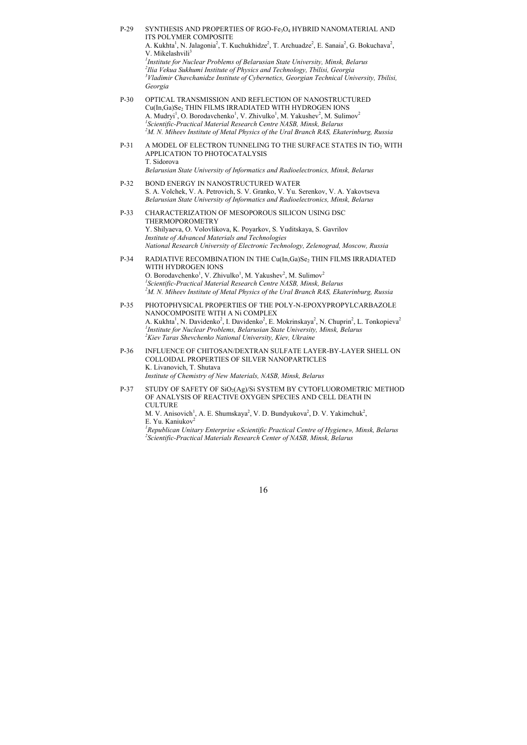P-29 SYNTHESIS AND PROPERTIES OF RGO-$Fe_3O_4$ HYBRID NANOMATERIAL AND ITS POLYMER COMPOSITE
A. Kukhta[1], N. Jalagonia[2], T. Kuchukhidze[2], T. Archuadze[2], E. Sanaia[2], G. Bokuchava[2], V. Mikelashvili[3]
*[1]Institute for Nuclear Problems of Belarusian State University, Minsk, Belarus*
*[2]Ilia Vekua Sukhumi Institute of Physics and Technology, Tbilisi, Georgia*
*[3]Vladimir Chavchanidze Institute of Cybernetics, Georgian Technical University, Tbilisi, Georgia*

P-30 OPTICAL TRANSMISSION AND REFLECTION OF NANOSTRUCTURED $Cu(In,Ga)Se_2$ THIN FILMS IRRADIATED WITH HYDROGEN IONS
A. Mudryi[1], O. Borodavchenko[1], V. Zhivulko[1], M. Yakushev[2], M. Sulimov[2]
*[1]Scientific-Practical Material Research Centre NASB, Minsk, Belarus*
*[2]M. N. Miheev Institute of Metal Physics of the Ural Branch RAS, Ekaterinburg, Russia*

P-31 A MODEL OF ELECTRON TUNNELING TO THE SURFACE STATES IN $TiO_2$ WITH APPLICATION TO PHOTOCATALYSIS
T. Sidorova
*Belarusian State University of Informatics and Radioelectronics, Minsk, Belarus*

P-32 BOND ENERGY IN NANOSTRUCTURED WATER
S. A. Volchek, V. A. Petrovich, S. V. Granko, V. Yu. Serenkov, V. A. Yakovtseva
*Belarusian State University of Informatics and Radioelectronics, Minsk, Belarus*

P-33 CHARACTERIZATION OF MESOPOROUS SILICON USING DSC THERMOPOROMETRY
Y. Shilyaeva, O. Volovlikova, K. Poyarkov, S. Yuditskaya, S. Gavrilov
*Institute of Advanced Materials and Technologies*
*National Research University of Electronic Technology, Zelenograd, Moscow, Russia*

P-34 RADIATIVE RECOMBINATION IN THE $Cu(In,Ga)Se_2$ THIN FILMS IRRADIATED WITH HYDROGEN IONS
O. Borodavchenko[1], V. Zhivulko[1], M. Yakushev[2], M. Sulimov[2]
*[1]Scientific-Practical Material Research Centre NASB, Minsk, Belarus*
*[2]M. N. Miheev Institute of Metal Physics of the Ural Branch RAS, Ekaterinburg, Russia*

P-35 PHOTOPHYSICAL PROPERTIES OF THE POLY-N-EPOXYPROPYLCARBAZOLE NANOCOMPOSITE WITH A Ni COMPLEX
A. Kukhta[1], N. Davidenko[2], I. Davidenko[2], E. Mokrinskaya[2], N. Chuprin[2], L. Tonkopieva[2]
*[1]Institute for Nuclear Problems, Belarusian State University, Minsk, Belarus*
*[2]Kiev Taras Shevchenko National University, Kiev, Ukraine*

P-36 INFLUENCE OF CHITOSAN/DEXTRAN SULFATE LAYER-BY-LAYER SHELL ON COLLOIDAL PROPERTIES OF SILVER NANOPARTICLES
K. Livanovich, T. Shutava
*Institute of Chemistry of New Materials, NASB, Minsk, Belarus*

P-37 STUDY OF SAFETY OF $SiO_2$(Ag)/Si SYSTEM BY CYTOFLUOROMETRIC METHOD OF ANALYSIS OF REACTIVE OXYGEN SPECIES AND CELL DEATH IN CULTURE
M. V. Anisovich[1], A. E. Shumskaya[2], V. D. Bundyukova[2], D. V. Yakimchuk[2], E. Yu. Kaniukov[2]
*[1]Republican Unitary Enterprise «Scientific Practical Centre of Hygiene», Minsk, Belarus*
*[2]Scientific-Practical Materials Research Center of NASB, Minsk, Belarus*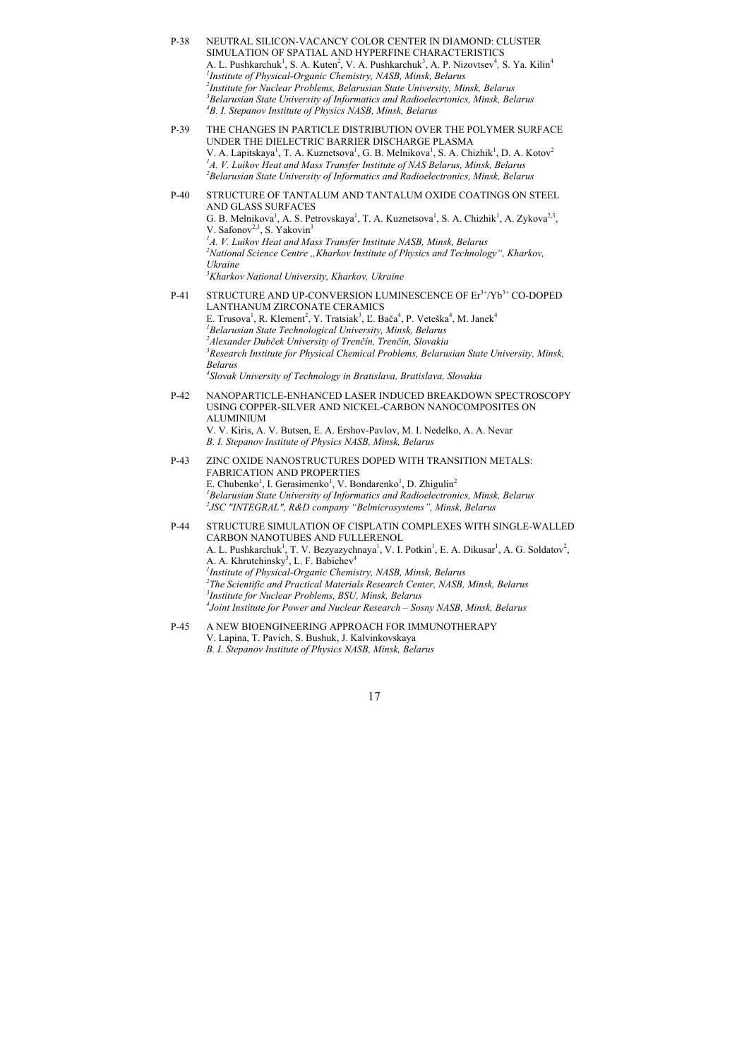P-38 NEUTRAL SILICON-VACANCY COLOR CENTER IN DIAMOND: CLUSTER SIMULATION OF SPATIAL AND HYPERFINE CHARACTERISTICS
A. L. Pushkarchuk[1], S. A. Kuten[2], V. A. Pushkarchuk[3], A. P. Nizovtsev[4], S. Ya. Kilin[4]
*[1]Institute of Physical-Organic Chemistry, NASB, Minsk, Belarus*
*[2]Institute for Nuclear Problems, Belarusian State University, Minsk, Belarus*
*[3]Belarusian State University of Informatics and Radioelecrtonics, Minsk, Belarus*
*[4]B. I. Stepanov Institute of Physics NASB, Minsk, Belarus*

P-39 THE CHANGES IN PARTICLE DISTRIBUTION OVER THE POLYMER SURFACE UNDER THE DIELECTRIC BARRIER DISCHARGE PLASMA
V. A. Lapitskaya[1], T. A. Kuznetsova[1], G. B. Melnikova[1], S. A. Chizhik[1], D. A. Kotov[2]
*[1]A. V. Luikov Heat and Mass Transfer Institute of NAS Belarus, Minsk, Belarus*
*[2]Belarusian State University of Informatics and Radioelectronics, Minsk, Belarus*

P-40 STRUCTURE OF TANTALUM AND TANTALUM OXIDE COATINGS ON STEEL AND GLASS SURFACES
G. B. Melnikova[1], A. S. Petrovskaya[1], T. A. Kuznetsova[1], S. A. Chizhik[1], A. Zykova[2,3], V. Safonov[2,3], S. Yakovin[3]
*[1]A. V. Luikov Heat and Mass Transfer Institute NASB, Minsk, Belarus*
*[2]National Science Centre „Kharkov Institute of Physics and Technology", Kharkov, Ukraine*
*[3]Kharkov National University, Kharkov, Ukraine*

P-41 STRUCTURE AND UP-CONVERSION LUMINESCENCE OF $Er^{3+}/Yb^{3+}$ CO-DOPED LANTHANUM ZIRCONATE CERAMICS
E. Trusova[1], R. Klement[2], Y. Tratsiak[3], Ľ. Bača[4], P. Veteška[4], M. Janek[4]
*[1]Belarusian State Technological University, Minsk, Belarus*
*[2]Alexander Dubček University of Trenčín, Trenčín, Slovakia*
*[3]Research Institute for Physical Chemical Problems, Belarusian State University, Minsk, Belarus*
*[4]Slovak University of Technology in Bratislava, Bratislava, Slovakia*

P-42 NANOPARTICLE-ENHANCED LASER INDUCED BREAKDOWN SPECTROSCOPY USING COPPER-SILVER AND NICKEL-CARBON NANOCOMPOSITES ON ALUMINIUM
V. V. Kiris, A. V. Butsen, E. A. Ershov-Pavlov, M. I. Nedelko, A. A. Nevar
*B. I. Stepanov Institute of Physics NASB, Minsk, Belarus*

P-43 ZINC OXIDE NANOSTRUCTURES DOPED WITH TRANSITION METALS: FABRICATION AND PROPERTIES
E. Chubenko[1], I. Gerasimenko[1], V. Bondarenko[1], D. Zhigulin[2]
*[1]Belarusian State University of Informatics and Radioelectronics, Minsk, Belarus*
*[2]JSC "INTEGRAL", R&D company "Belmicrosystems", Minsk, Belarus*

P-44 STRUCTURE SIMULATION OF CISPLATIN COMPLEXES WITH SINGLE-WALLED CARBON NANOTUBES AND FULLERENOL
A. L. Pushkarchuk[1], T. V. Bezyazychnaya[1], V. I. Potkin[1], E. A. Dikusar[1], A. G. Soldatov[2], A. A. Khrutchinsky[3], L. F. Babichev[4]
*[1]Institute of Physical-Organic Chemistry, NASB, Minsk, Belarus*
*[2]The Scientific and Practical Materials Research Center, NASB, Minsk, Belarus*
*[3]Institute for Nuclear Problems, BSU, Minsk, Belarus*
*[4]Joint Institute for Power and Nuclear Research – Sosny NASB, Minsk, Belarus*

P-45 A NEW BIOENGINEERING APPROACH FOR IMMUNOTHERAPY
V. Lapina, T. Pavich, S. Bushuk, J. Kalvinkovskaya
*B. I. Stepanov Institute of Physics NASB, Minsk, Belarus*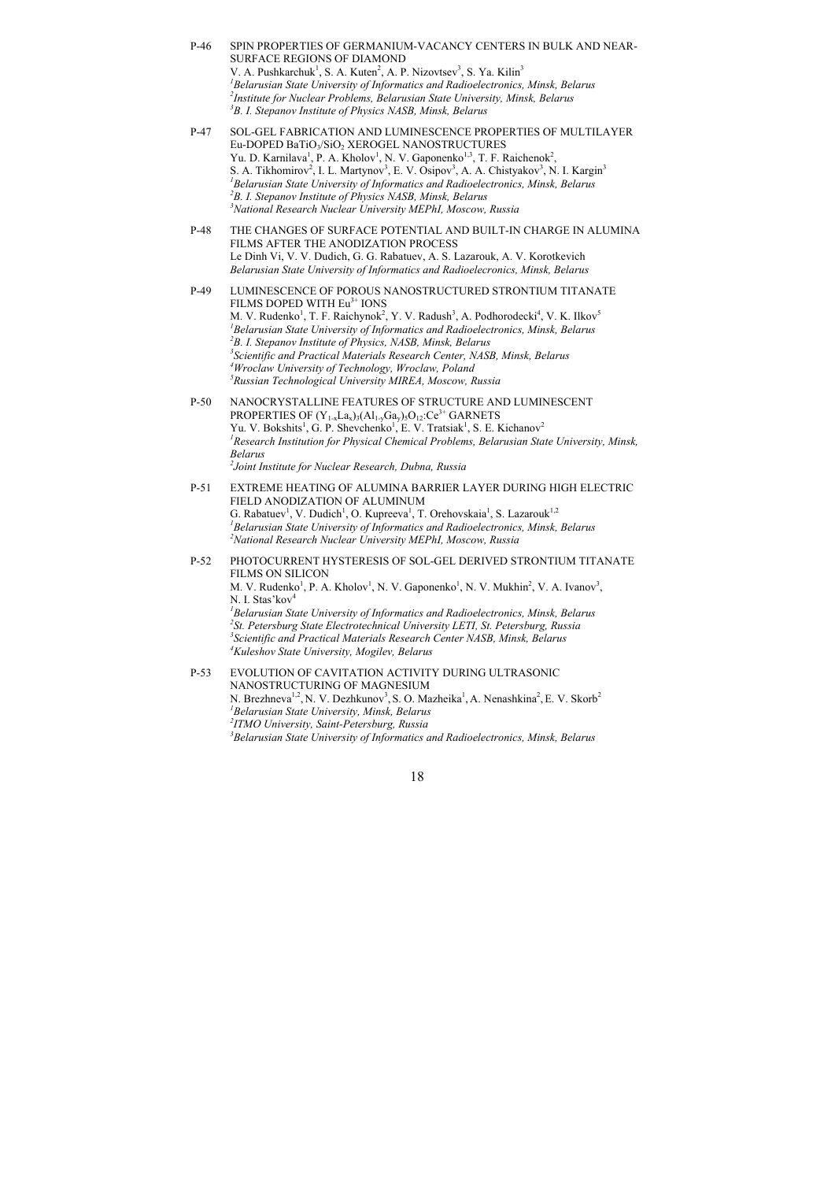P-46 SPIN PROPERTIES OF GERMANIUM-VACANCY CENTERS IN BULK AND NEAR-SURFACE REGIONS OF DIAMOND
V. A. Pushkarchuk[1], S. A. Kuten[2], A. P. Nizovtsev[3], S. Ya. Kilin[3]
[1]*Belarusian State University of Informatics and Radioelectronics, Minsk, Belarus*
[2]*Institute for Nuclear Problems, Belarusian State University, Minsk, Belarus*
[3]*B. I. Stepanov Institute of Physics NASB, Minsk, Belarus*

P-47 SOL-GEL FABRICATION AND LUMINESCENCE PROPERTIES OF MULTILAYER Eu-DOPED $BaTiO_3/SiO_2$ XEROGEL NANOSTRUCTURES
Yu. D. Karnilava[1], P. A. Kholov[1], N. V. Gaponenko[1,3], T. F. Raichenok[2], S. A. Tikhomirov[2], I. L. Martynov[3], E. V. Osipov[3], A. A. Chistyakov[3], N. I. Kargin[3]
[1]*Belarusian State University of Informatics and Radioelectronics, Minsk, Belarus*
[2]*B. I. Stepanov Institute of Physics NASB, Minsk, Belarus*
[3]*National Research Nuclear University MEPhI, Moscow, Russia*

P-48 THE CHANGES OF SURFACE POTENTIAL AND BUILT-IN CHARGE IN ALUMINA FILMS AFTER THE ANODIZATION PROCESS
Le Dinh Vi, V. V. Dudich, G. G. Rabatuev, A. S. Lazarouk, A. V. Korotkevich
*Belarusian State University of Informatics and Radioelecronics, Minsk, Belarus*

P-49 LUMINESCENCE OF POROUS NANOSTRUCTURED STRONTIUM TITANATE FILMS DOPED WITH $Eu^{3+}$ IONS
M. V. Rudenko[1], T. F. Raichynok[2], Y. V. Radush[3], A. Podhorodecki[4], V. K. Ilkov[5]
[1]*Belarusian State University of Informatics and Radioelectronics, Minsk, Belarus*
[2]*B. I. Stepanov Institute of Physics, NASB, Minsk, Belarus*
[3]*Scientific and Practical Materials Research Center, NASB, Minsk, Belarus*
[4]*Wroclaw University of Technology, Wroclaw, Poland*
[5]*Russian Technological University MIREA, Moscow, Russia*

P-50 NANOCRYSTALLINE FEATURES OF STRUCTURE AND LUMINESCENT PROPERTIES OF $(Y_{1-x}La_x)_3(Al_{1-y}Ga_y)_5O_{12}$:$Ce^{3+}$ GARNETS
Yu. V. Bokshits[1], G. P. Shevchenko[1], E. V. Tratsiak[1], S. E. Kichanov[2]
[1]*Research Institution for Physical Chemical Problems, Belarusian State University, Minsk, Belarus*
[2]*Joint Institute for Nuclear Research, Dubna, Russia*

P-51 EXTREME HEATING OF ALUMINA BARRIER LAYER DURING HIGH ELECTRIC FIELD ANODIZATION OF ALUMINUM
G. Rabatuev[1], V. Dudich[1], O. Kupreeva[1], T. Orehovskaia[1], S. Lazarouk[1,2]
[1]*Belarusian State University of Informatics and Radioelectronics, Minsk, Belarus*
[2]*National Research Nuclear University MEPhI, Moscow, Russia*

P-52 PHOTOCURRENT HYSTERESIS OF SOL-GEL DERIVED STRONTIUM TITANATE FILMS ON SILICON
M. V. Rudenko[1], P. A. Kholov[1], N. V. Gaponenko[1], N. V. Mukhin[2], V. A. Ivanov[3], N. I. Stas'kov[4]
[1]*Belarusian State University of Informatics and Radioelectronics, Minsk, Belarus*
[2]*St. Petersburg State Electrotechnical University LETI, St. Petersburg, Russia*
[3]*Scientific and Practical Materials Research Center NASB, Minsk, Belarus*
[4]*Kuleshov State University, Mogilev, Belarus*

P-53 EVOLUTION OF CAVITATION ACTIVITY DURING ULTRASONIC NANOSTRUCTURING OF MAGNESIUM
N. Brezhneva[1,2], N. V. Dezhkunov[3], S. O. Mazheika[1], A. Nenashkina[2], E. V. Skorb[2]
[1]*Belarusian State University, Minsk, Belarus*
[2]*ITMO University, Saint-Petersburg, Russia*
[3]*Belarusian State University of Informatics and Radioelectronics, Minsk, Belarus*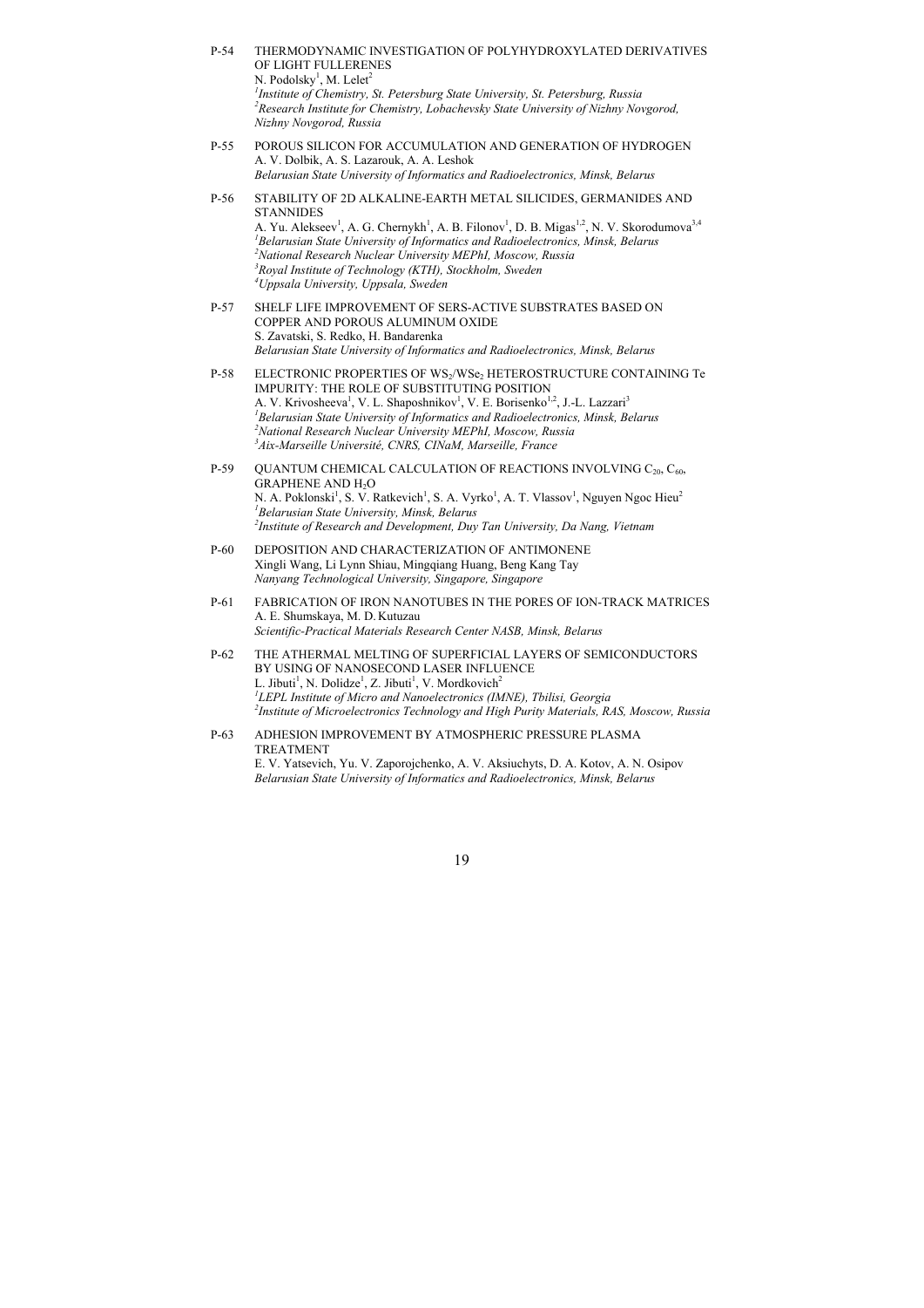P-54 THERMODYNAMIC INVESTIGATION OF POLYHYDROXYLATED DERIVATIVES OF LIGHT FULLERENES
N. Podolsky[1], M. Lelet[2]
*[1]Institute of Chemistry, St. Petersburg State University, St. Petersburg, Russia*
*[2]Research Institute for Chemistry, Lobachevsky State University of Nizhny Novgorod, Nizhny Novgorod, Russia*

P-55 POROUS SILICON FOR ACCUMULATION AND GENERATION OF HYDROGEN
A. V. Dolbik, A. S. Lazarouk, A. A. Leshok
*Belarusian State University of Informatics and Radioelectronics, Minsk, Belarus*

P-56 STABILITY OF 2D ALKALINE-EARTH METAL SILICIDES, GERMANIDES AND STANNIDES
A. Yu. Alekseev[1], A. G. Chernykh[1], A. B. Filonov[1], D. B. Migas[1,2], N. V. Skorodumova[3,4]
*[1]Belarusian State University of Informatics and Radioelectronics, Minsk, Belarus*
*[2]National Research Nuclear University MEPhI, Moscow, Russia*
*[3]Royal Institute of Technology (KTH), Stockholm, Sweden*
*[4]Uppsala University, Uppsala, Sweden*

P-57 SHELF LIFE IMPROVEMENT OF SERS-ACTIVE SUBSTRATES BASED ON COPPER AND POROUS ALUMINUM OXIDE
S. Zavatski, S. Redko, H. Bandarenka
*Belarusian State University of Informatics and Radioelectronics, Minsk, Belarus*

P-58 ELECTRONIC PROPERTIES OF $WS_2/WSe_2$ HETEROSTRUCTURE CONTAINING Te IMPURITY: THE ROLE OF SUBSTITUTING POSITION
A. V. Krivosheeva[1], V. L. Shaposhnikov[1], V. E. Borisenko[1,2], J.-L. Lazzari[3]
*[1]Belarusian State University of Informatics and Radioelectronics, Minsk, Belarus*
*[2]National Research Nuclear University MEPhI, Moscow, Russia*
*[3]Aix-Marseille Université, CNRS, CINaM, Marseille, France*

P-59 QUANTUM CHEMICAL CALCULATION OF REACTIONS INVOLVING $C_{20}$, $C_{60}$, GRAPHENE AND $H_2O$
N. A. Poklonski[1], S. V. Ratkevich[1], S. A. Vyrko[1], A. T. Vlassov[1], Nguyen Ngoc Hieu[2]
*[1]Belarusian State University, Minsk, Belarus*
*[2]Institute of Research and Development, Duy Tan University, Da Nang, Vietnam*

P-60 DEPOSITION AND CHARACTERIZATION OF ANTIMONENE
Xingli Wang, Li Lynn Shiau, Mingqiang Huang, Beng Kang Tay
*Nanyang Technological University, Singapore, Singapore*

P-61 FABRICATION OF IRON NANOTUBES IN THE PORES OF ION-TRACK MATRICES
A. E. Shumskaya, M. D. Kutuzau
*Scientific-Practical Materials Research Center NASB, Minsk, Belarus*

P-62 THE ATHERMAL MELTING OF SUPERFICIAL LAYERS OF SEMICONDUCTORS BY USING OF NANOSECOND LASER INFLUENCE
L. Jibuti[1], N. Dolidze[1], Z. Jibuti[1], V. Mordkovich[2]
*[1]LEPL Institute of Micro and Nanoelectronics (IMNE), Tbilisi, Georgia*
*[2]Institute of Microelectronics Technology and High Purity Materials, RAS, Moscow, Russia*

P-63 ADHESION IMPROVEMENT BY ATMOSPHERIC PRESSURE PLASMA TREATMENT
E. V. Yatsevich, Yu. V. Zaporojchenko, A. V. Aksiuchyts, D. A. Kotov, A. N. Osipov
*Belarusian State University of Informatics and Radioelectronics, Minsk, Belarus*